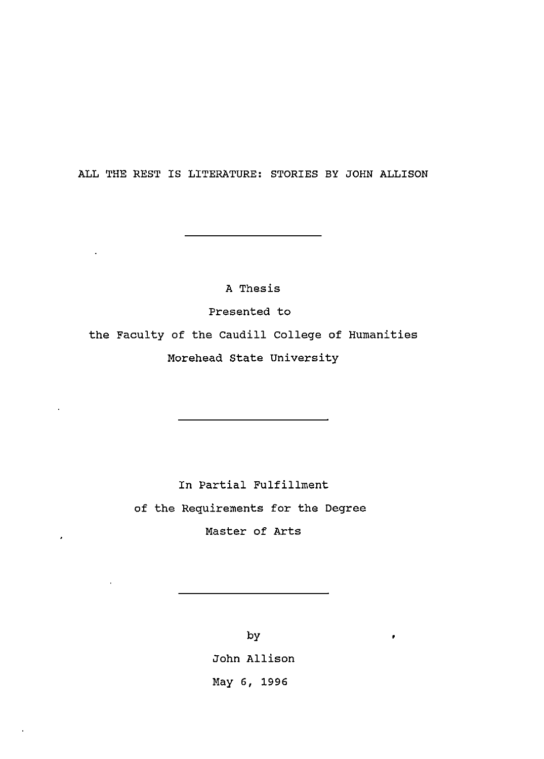# ALL THE REST IS LITERATURE: STORIES BY JOHN ALLISON

---

A Thesis

Presented to

the Faculty of the Caudill College of Humanities

Morehead State University

---

In Partial Fulfillment

of the Requirements for the Degree

Master of Arts

---

by

John Allison

May 6, 1996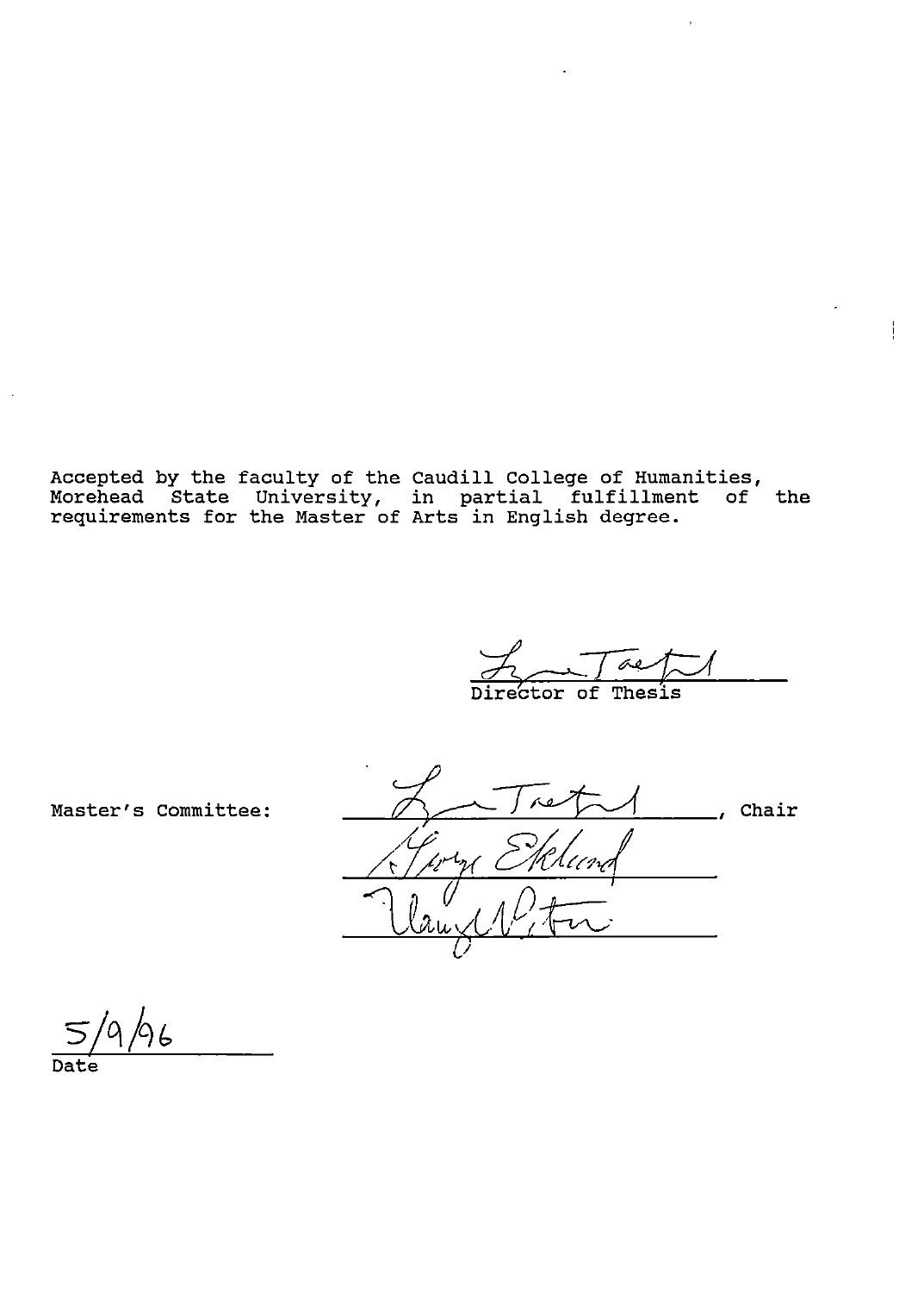Accepted by the faculty of the Caudill College of Humanities, Morehead State University, in partial fulfillment of the requirements for the Master of Arts in English degree.

Director of Thesis

Master's Committee: ______________________, Chair

______________________

______________________

5/9/96

Date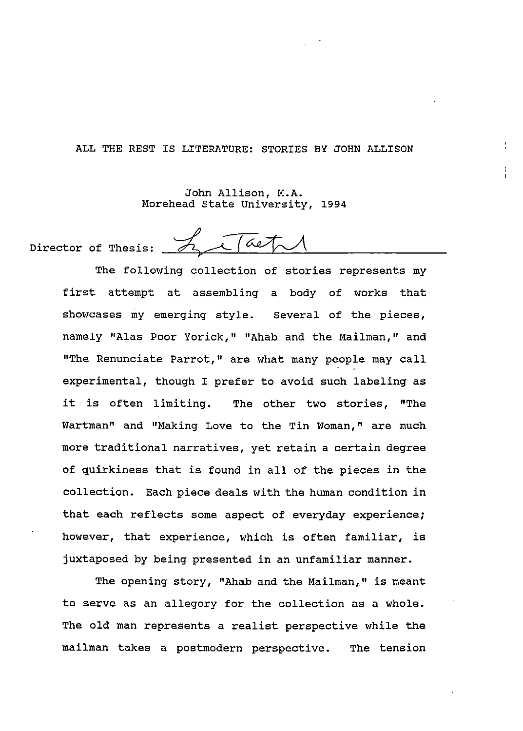ALL THE REST IS LITERATURE: STORIES BY JOHN ALLISON

John Allison, M.A.
Morehead State University, 1994

Director of Thesis: ______________________

The following collection of stories represents my first attempt at assembling a body of works that showcases my emerging style. Several of the pieces, namely "Alas Poor Yorick," "Ahab and the Mailman," and "The Renunciate Parrot," are what many people may call experimental, though I prefer to avoid such labeling as it is often limiting. The other two stories, "The Wartman" and "Making Love to the Tin Woman," are much more traditional narratives, yet retain a certain degree of quirkiness that is found in all of the pieces in the collection. Each piece deals with the human condition in that each reflects some aspect of everyday experience; however, that experience, which is often familiar, is juxtaposed by being presented in an unfamiliar manner.

The opening story, "Ahab and the Mailman," is meant to serve as an allegory for the collection as a whole. The old man represents a realist perspective while the mailman takes a postmodern perspective. The tension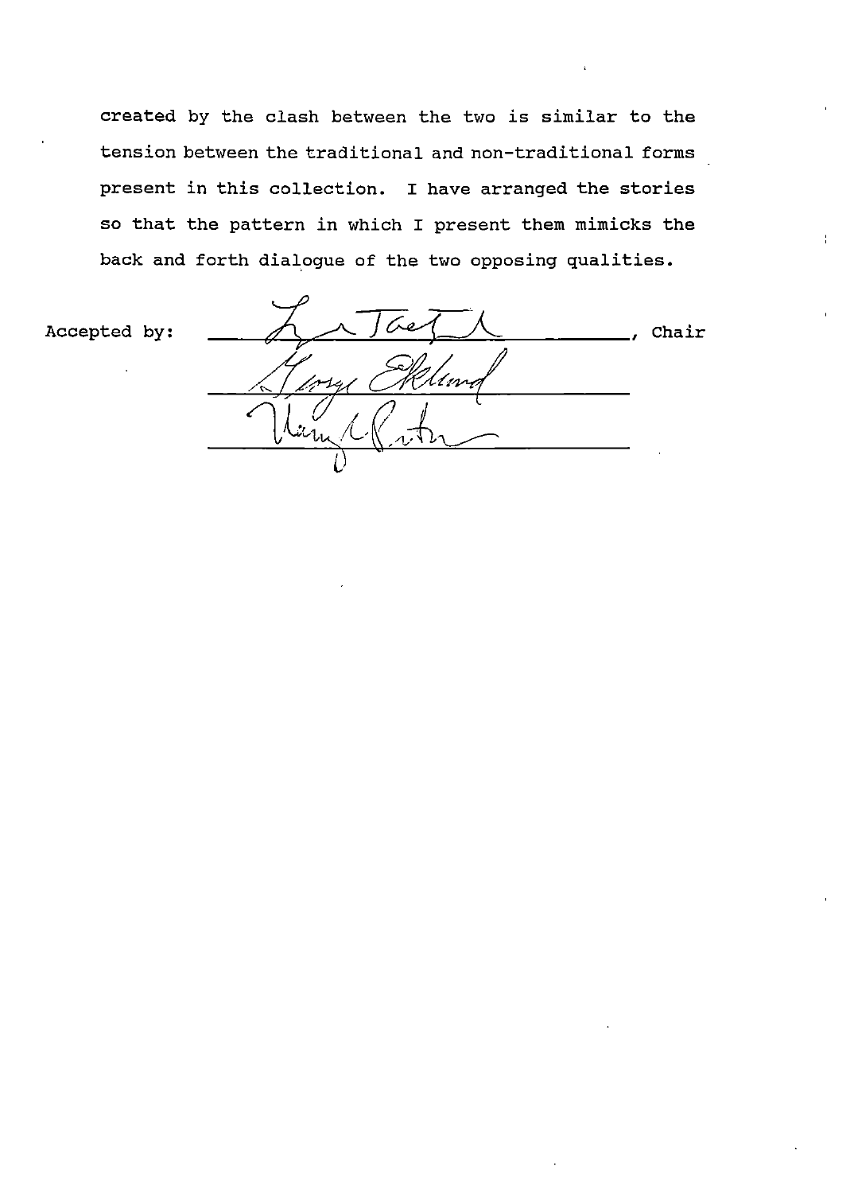created by the clash between the two is similar to the tension between the traditional and non-traditional forms present in this collection. I have arranged the stories so that the pattern in which I present them mimicks the back and forth dialogue of the two opposing qualities.

Accepted by: \_\_\_\_\_\_\_\_\_\_\_\_\_\_\_\_\_\_\_\_\_\_\_\_\_\_\_\_, Chair

\_\_\_\_\_\_\_\_\_\_\_\_\_\_\_\_\_\_\_\_\_\_\_\_\_\_\_\_

\_\_\_\_\_\_\_\_\_\_\_\_\_\_\_\_\_\_\_\_\_\_\_\_\_\_\_\_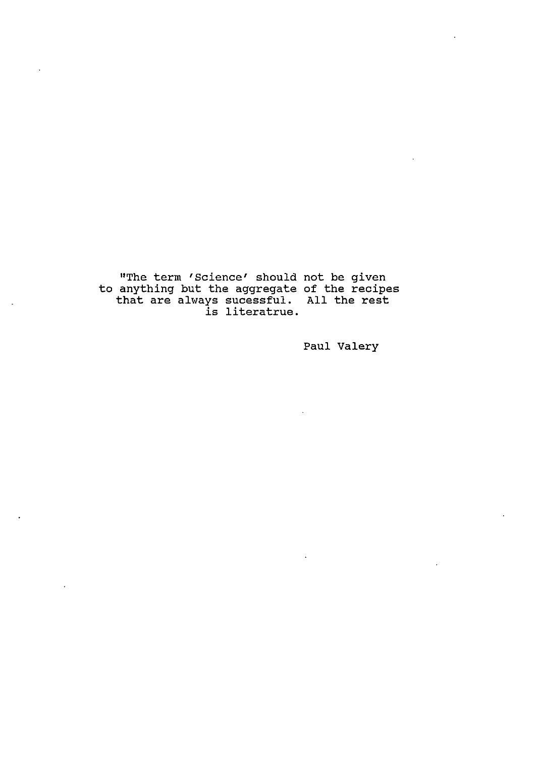"The term 'Science' should not be given to anything but the aggregate of the recipes that are always sucessful. All the rest is literatrue.

Paul Valery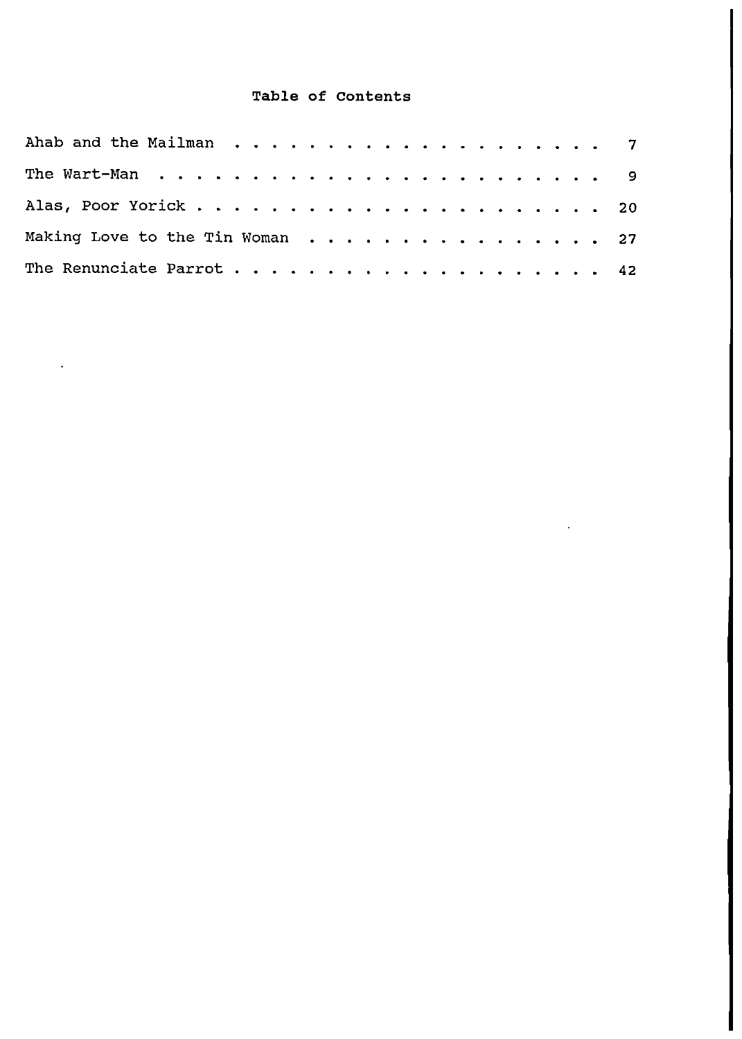# Table of Contents

| | |
|---|---|
| Ahab and the Mailman | 7 |
| The Wart-Man | 9 |
| Alas, Poor Yorick | 20 |
| Making Love to the Tin Woman | 27 |
| The Renunciate Parrot | 42 |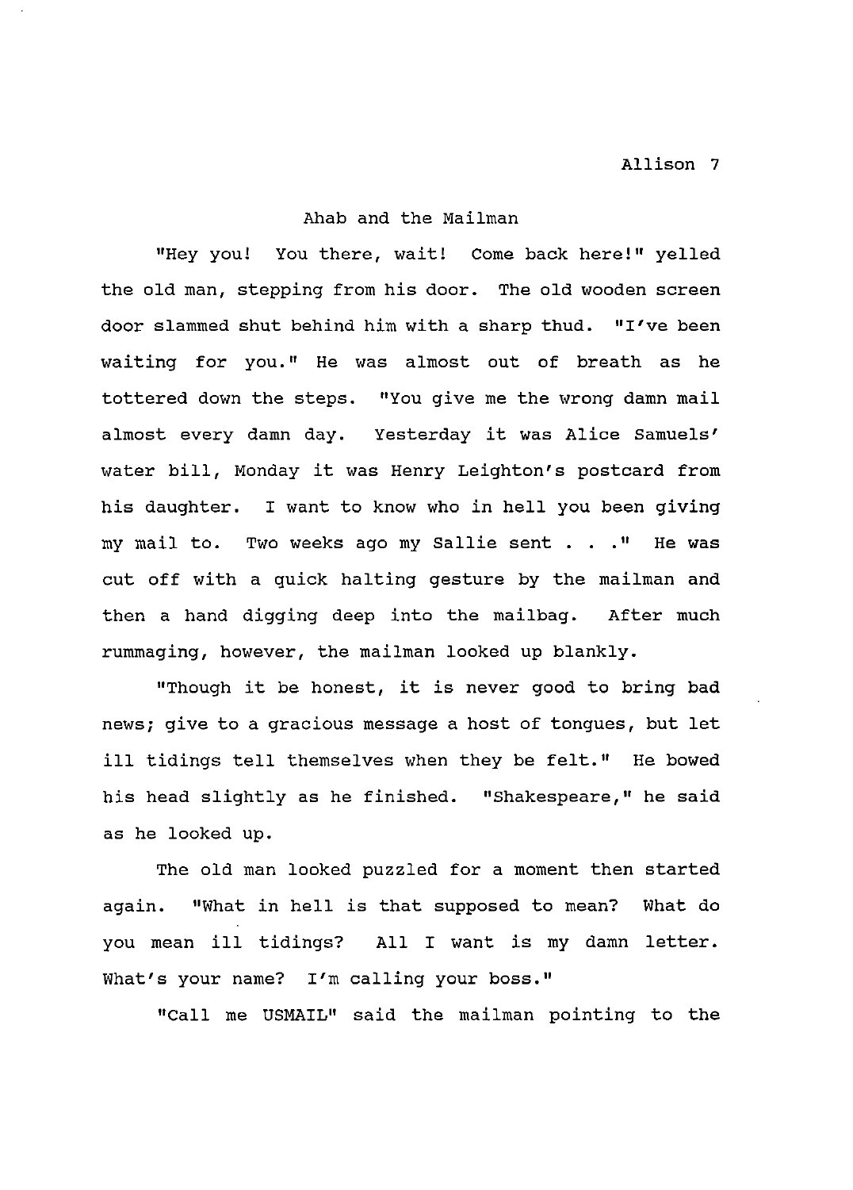## Ahab and the Mailman

"Hey you! You there, wait! Come back here!" yelled the old man, stepping from his door. The old wooden screen door slammed shut behind him with a sharp thud. "I've been waiting for you." He was almost out of breath as he tottered down the steps. "You give me the wrong damn mail almost every damn day. Yesterday it was Alice Samuels' water bill, Monday it was Henry Leighton's postcard from his daughter. I want to know who in hell you been giving my mail to. Two weeks ago my Sallie sent . . ." He was cut off with a quick halting gesture by the mailman and then a hand digging deep into the mailbag. After much rummaging, however, the mailman looked up blankly.

"Though it be honest, it is never good to bring bad news; give to a gracious message a host of tongues, but let ill tidings tell themselves when they be felt." He bowed his head slightly as he finished. "Shakespeare," he said as he looked up.

The old man looked puzzled for a moment then started again. "What in hell is that supposed to mean? What do you mean ill tidings? All I want is my damn letter. What's your name? I'm calling your boss."

"Call me USMAIL" said the mailman pointing to the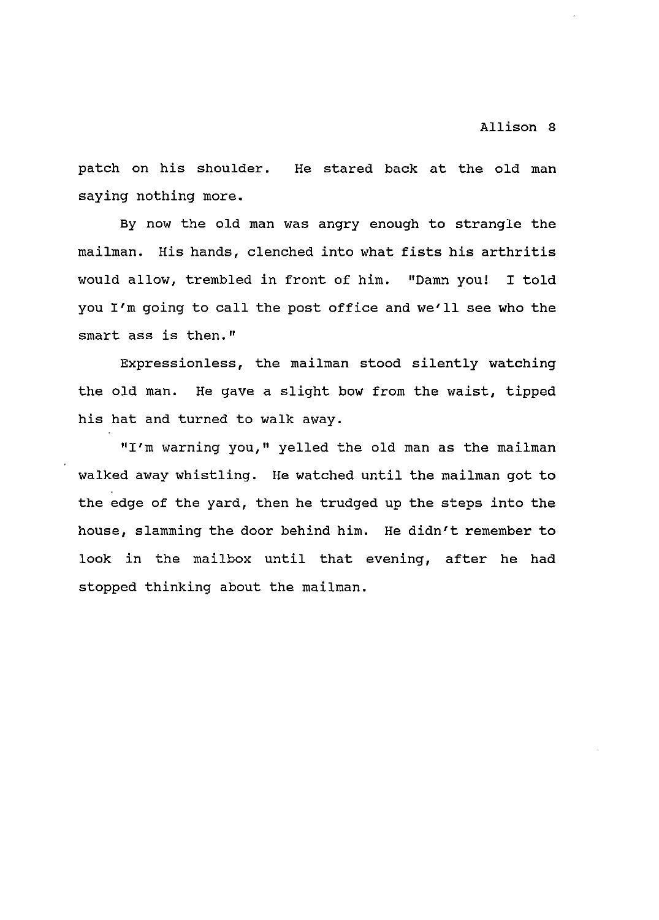patch on his shoulder. He stared back at the old man saying nothing more.

By now the old man was angry enough to strangle the mailman. His hands, clenched into what fists his arthritis would allow, trembled in front of him. "Damn you! I told you I'm going to call the post office and we'll see who the smart ass is then."

Expressionless, the mailman stood silently watching the old man. He gave a slight bow from the waist, tipped his hat and turned to walk away.

"I'm warning you," yelled the old man as the mailman walked away whistling. He watched until the mailman got to the edge of the yard, then he trudged up the steps into the house, slamming the door behind him. He didn't remember to look in the mailbox until that evening, after he had stopped thinking about the mailman.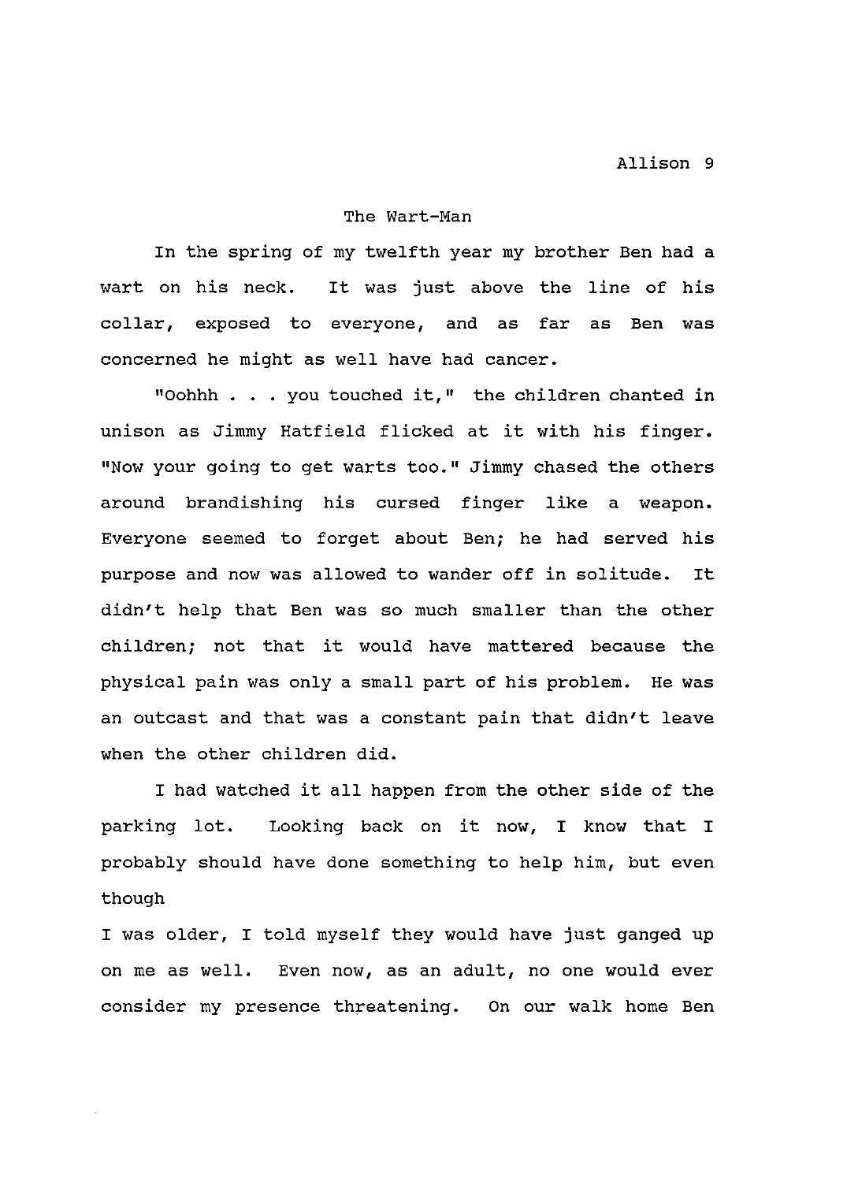## The Wart-Man

In the spring of my twelfth year my brother Ben had a wart on his neck. It was just above the line of his collar, exposed to everyone, and as far as Ben was concerned he might as well have had cancer.

"Oohhh . . . you touched it," the children chanted in unison as Jimmy Hatfield flicked at it with his finger. "Now your going to get warts too." Jimmy chased the others around brandishing his cursed finger like a weapon. Everyone seemed to forget about Ben; he had served his purpose and now was allowed to wander off in solitude. It didn't help that Ben was so much smaller than the other children; not that it would have mattered because the physical pain was only a small part of his problem. He was an outcast and that was a constant pain that didn't leave when the other children did.

I had watched it all happen from the other side of the parking lot. Looking back on it now, I know that I probably should have done something to help him, but even though I was older, I told myself they would have just ganged up on me as well. Even now, as an adult, no one would ever consider my presence threatening. On our walk home Ben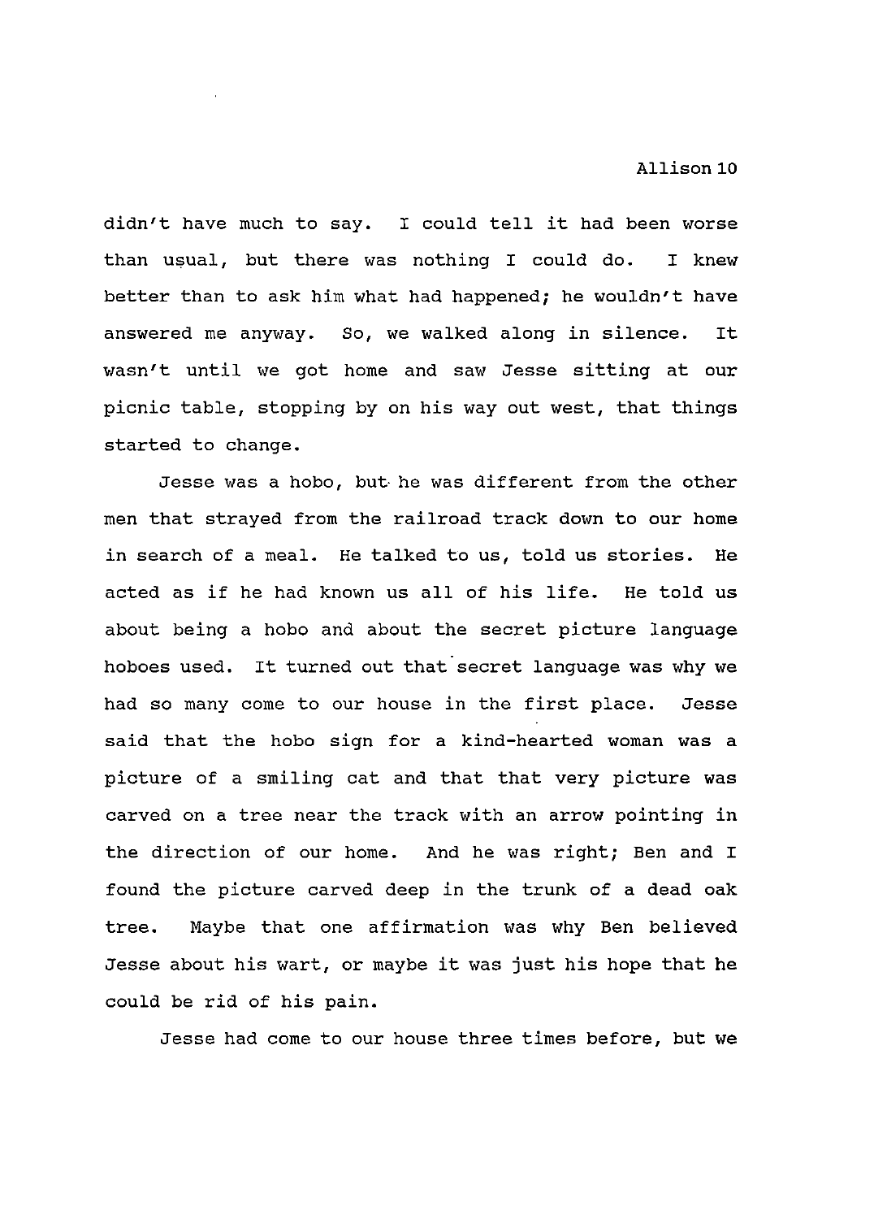didn't have much to say. I could tell it had been worse than usual, but there was nothing I could do. I knew better than to ask him what had happened; he wouldn't have answered me anyway. So, we walked along in silence. It wasn't until we got home and saw Jesse sitting at our picnic table, stopping by on his way out west, that things started to change.

Jesse was a hobo, but he was different from the other men that strayed from the railroad track down to our home in search of a meal. He talked to us, told us stories. He acted as if he had known us all of his life. He told us about being a hobo and about the secret picture language hoboes used. It turned out that secret language was why we had so many come to our house in the first place. Jesse said that the hobo sign for a kind-hearted woman was a picture of a smiling cat and that that very picture was carved on a tree near the track with an arrow pointing in the direction of our home. And he was right; Ben and I found the picture carved deep in the trunk of a dead oak tree. Maybe that one affirmation was why Ben believed Jesse about his wart, or maybe it was just his hope that he could be rid of his pain.

Jesse had come to our house three times before, but we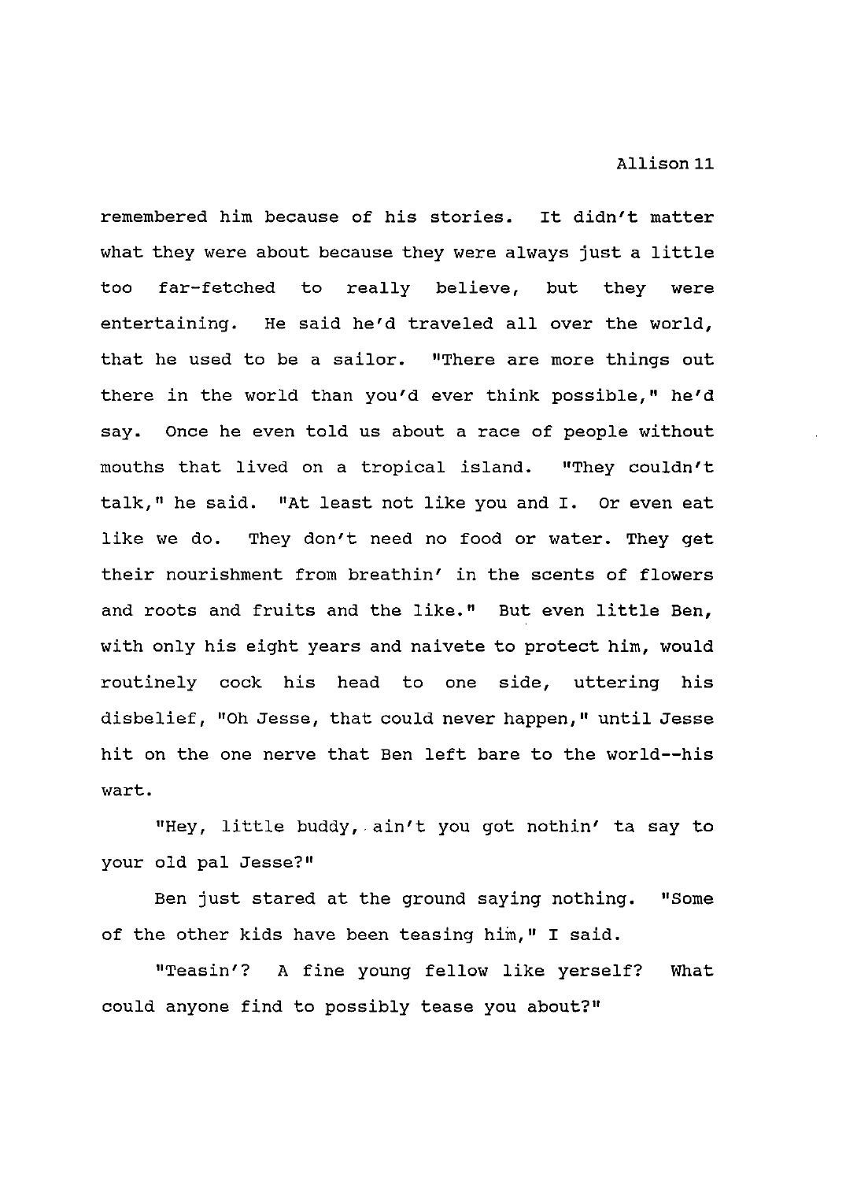remembered him because of his stories. It didn't matter what they were about because they were always just a little too far-fetched to really believe, but they were entertaining. He said he'd traveled all over the world, that he used to be a sailor. "There are more things out there in the world than you'd ever think possible," he'd say. Once he even told us about a race of people without mouths that lived on a tropical island. "They couldn't talk," he said. "At least not like you and I. Or even eat like we do. They don't need no food or water. They get their nourishment from breathin' in the scents of flowers and roots and fruits and the like." But even little Ben, with only his eight years and naivete to protect him, would routinely cock his head to one side, uttering his disbelief, "Oh Jesse, that could never happen," until Jesse hit on the one nerve that Ben left bare to the world--his wart.

"Hey, little buddy, ain't you got nothin' ta say to your old pal Jesse?"

Ben just stared at the ground saying nothing. "Some of the other kids have been teasing him," I said.

"Teasin'? A fine young fellow like yerself? What could anyone find to possibly tease you about?"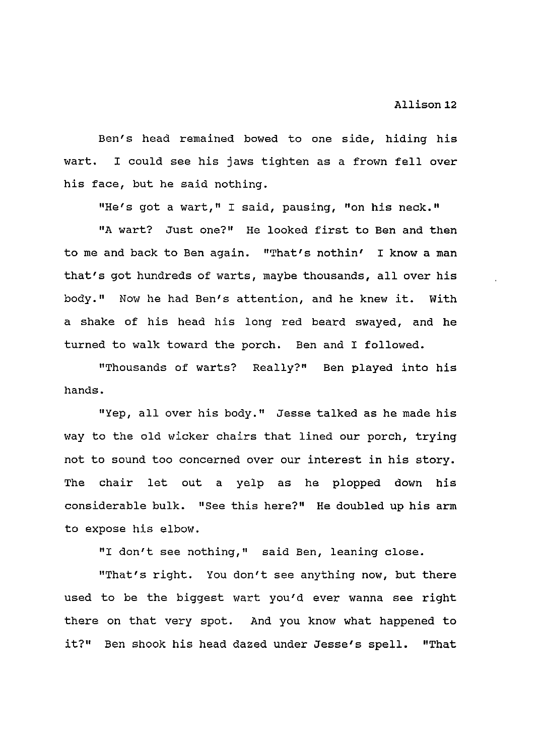Ben's head remained bowed to one side, hiding his wart. I could see his jaws tighten as a frown fell over his face, but he said nothing.

"He's got a wart," I said, pausing, "on his neck."

"A wart? Just one?" He looked first to Ben and then to me and back to Ben again. "That's nothin' I know a man that's got hundreds of warts, maybe thousands, all over his body." Now he had Ben's attention, and he knew it. With a shake of his head his long red beard swayed, and he turned to walk toward the porch. Ben and I followed.

"Thousands of warts? Really?" Ben played into his hands.

"Yep, all over his body." Jesse talked as he made his way to the old wicker chairs that lined our porch, trying not to sound too concerned over our interest in his story. The chair let out a yelp as he plopped down his considerable bulk. "See this here?" He doubled up his arm to expose his elbow.

"I don't see nothing," said Ben, leaning close.

"That's right. You don't see anything now, but there used to be the biggest wart you'd ever wanna see right there on that very spot. And you know what happened to it?" Ben shook his head dazed under Jesse's spell. "That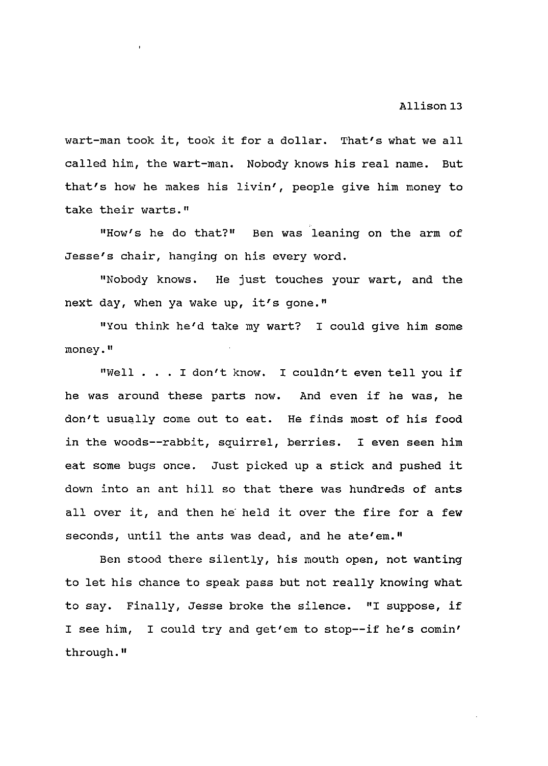wart-man took it, took it for a dollar. That's what we all called him, the wart-man. Nobody knows his real name. But that's how he makes his livin', people give him money to take their warts."

"How's he do that?" Ben was leaning on the arm of Jesse's chair, hanging on his every word.

"Nobody knows. He just touches your wart, and the next day, when ya wake up, it's gone."

"You think he'd take my wart? I could give him some money."

"Well . . . I don't know. I couldn't even tell you if he was around these parts now. And even if he was, he don't usually come out to eat. He finds most of his food in the woods--rabbit, squirrel, berries. I even seen him eat some bugs once. Just picked up a stick and pushed it down into an ant hill so that there was hundreds of ants all over it, and then he held it over the fire for a few seconds, until the ants was dead, and he ate'em."

Ben stood there silently, his mouth open, not wanting to let his chance to speak pass but not really knowing what to say. Finally, Jesse broke the silence. "I suppose, if I see him, I could try and get'em to stop--if he's comin' through."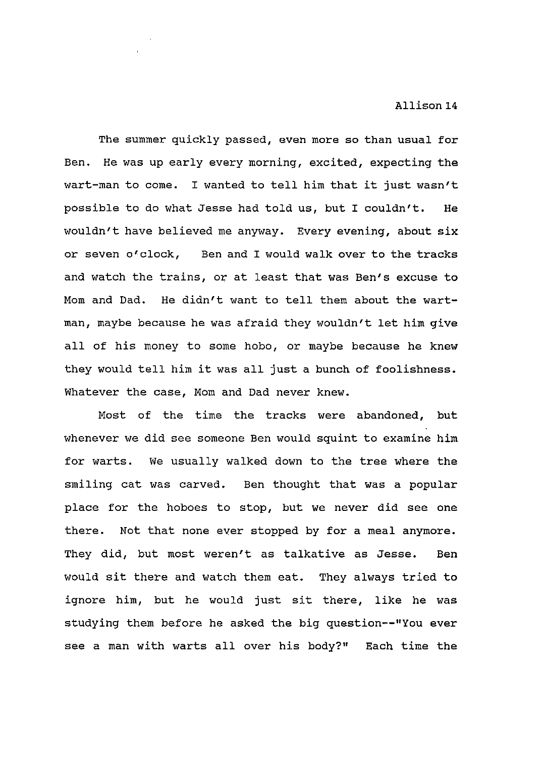The summer quickly passed, even more so than usual for Ben. He was up early every morning, excited, expecting the wart-man to come. I wanted to tell him that it just wasn't possible to do what Jesse had told us, but I couldn't. He wouldn't have believed me anyway. Every evening, about six or seven o'clock, Ben and I would walk over to the tracks and watch the trains, or at least that was Ben's excuse to Mom and Dad. He didn't want to tell them about the wart-man, maybe because he was afraid they wouldn't let him give all of his money to some hobo, or maybe because he knew they would tell him it was all just a bunch of foolishness. Whatever the case, Mom and Dad never knew.

Most of the time the tracks were abandoned, but whenever we did see someone Ben would squint to examine him for warts. We usually walked down to the tree where the smiling cat was carved. Ben thought that was a popular place for the hoboes to stop, but we never did see one there. Not that none ever stopped by for a meal anymore. They did, but most weren't as talkative as Jesse. Ben would sit there and watch them eat. They always tried to ignore him, but he would just sit there, like he was studying them before he asked the big question--"You ever see a man with warts all over his body?" Each time the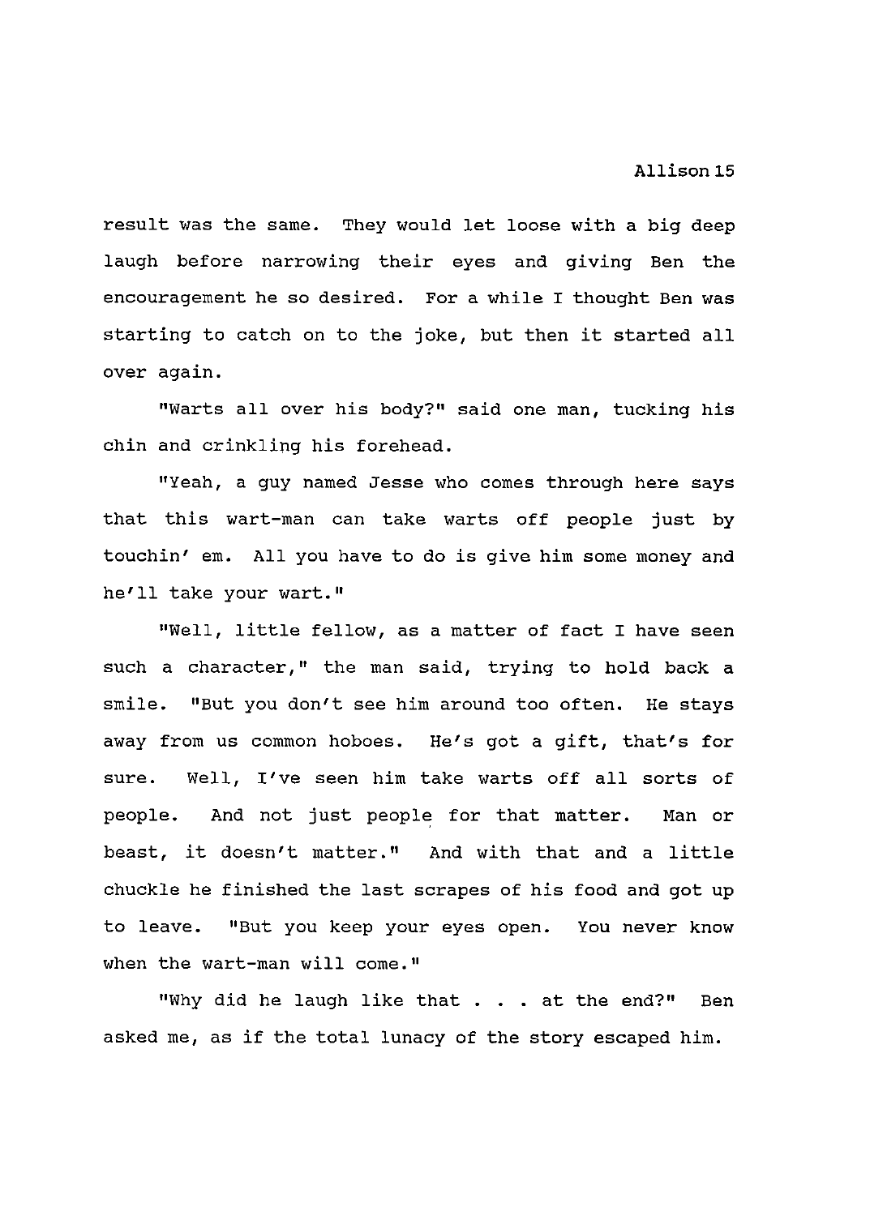result was the same. They would let loose with a big deep laugh before narrowing their eyes and giving Ben the encouragement he so desired. For a while I thought Ben was starting to catch on to the joke, but then it started all over again.

"Warts all over his body?" said one man, tucking his chin and crinkling his forehead.

"Yeah, a guy named Jesse who comes through here says that this wart-man can take warts off people just by touchin' em. All you have to do is give him some money and he'll take your wart."

"Well, little fellow, as a matter of fact I have seen such a character," the man said, trying to hold back a smile. "But you don't see him around too often. He stays away from us common hoboes. He's got a gift, that's for sure. Well, I've seen him take warts off all sorts of people. And not just people for that matter. Man or beast, it doesn't matter." And with that and a little chuckle he finished the last scrapes of his food and got up to leave. "But you keep your eyes open. You never know when the wart-man will come."

"Why did he laugh like that . . . at the end?" Ben asked me, as if the total lunacy of the story escaped him.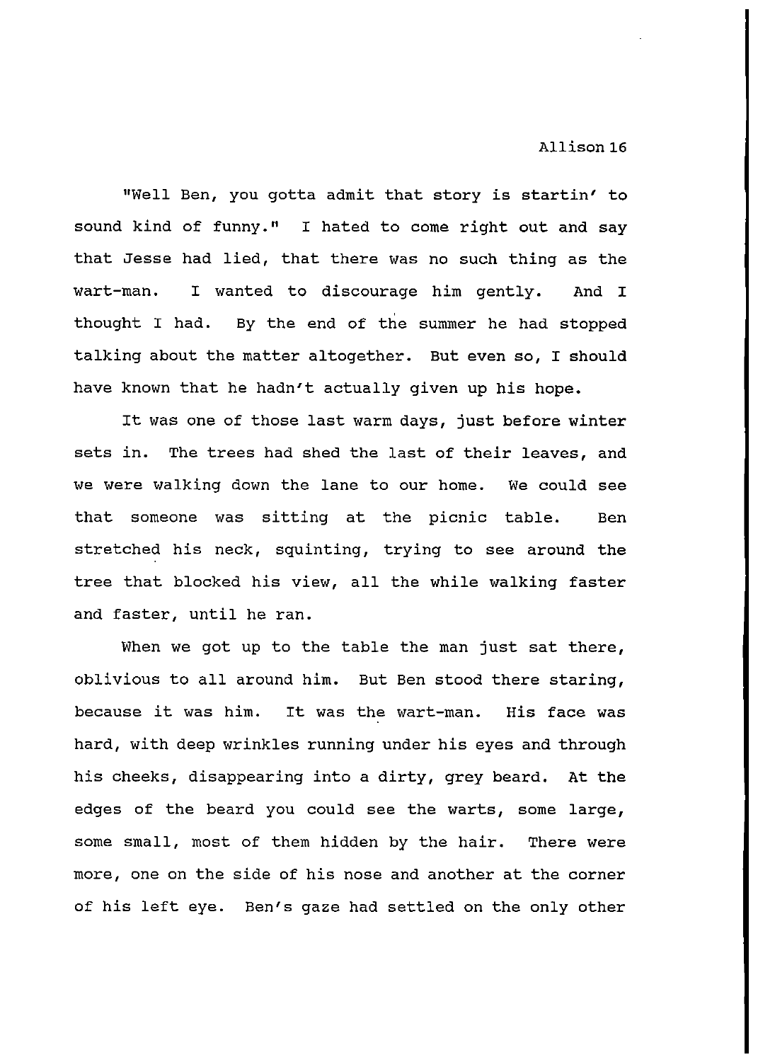"Well Ben, you gotta admit that story is startin' to sound kind of funny." I hated to come right out and say that Jesse had lied, that there was no such thing as the wart-man. I wanted to discourage him gently. And I thought I had. By the end of the summer he had stopped talking about the matter altogether. But even so, I should have known that he hadn't actually given up his hope.

It was one of those last warm days, just before winter sets in. The trees had shed the last of their leaves, and we were walking down the lane to our home. We could see that someone was sitting at the picnic table. Ben stretched his neck, squinting, trying to see around the tree that blocked his view, all the while walking faster and faster, until he ran.

When we got up to the table the man just sat there, oblivious to all around him. But Ben stood there staring, because it was him. It was the wart-man. His face was hard, with deep wrinkles running under his eyes and through his cheeks, disappearing into a dirty, grey beard. At the edges of the beard you could see the warts, some large, some small, most of them hidden by the hair. There were more, one on the side of his nose and another at the corner of his left eye. Ben's gaze had settled on the only other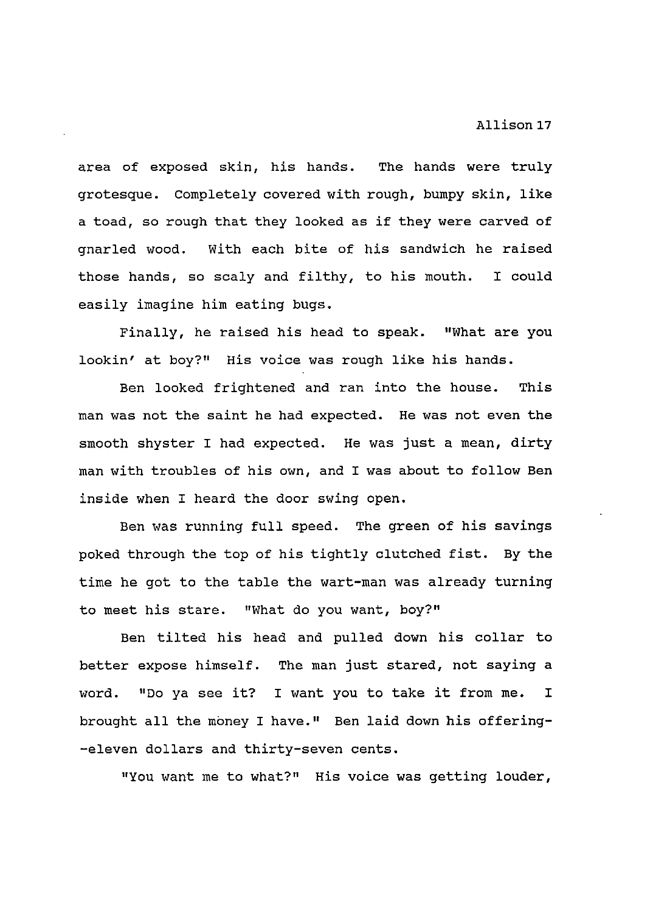area of exposed skin, his hands. The hands were truly grotesque. Completely covered with rough, bumpy skin, like a toad, so rough that they looked as if they were carved of gnarled wood. With each bite of his sandwich he raised those hands, so scaly and filthy, to his mouth. I could easily imagine him eating bugs.

Finally, he raised his head to speak. "What are you lookin' at boy?" His voice was rough like his hands.

Ben looked frightened and ran into the house. This man was not the saint he had expected. He was not even the smooth shyster I had expected. He was just a mean, dirty man with troubles of his own, and I was about to follow Ben inside when I heard the door swing open.

Ben was running full speed. The green of his savings poked through the top of his tightly clutched fist. By the time he got to the table the wart-man was already turning to meet his stare. "What do you want, boy?"

Ben tilted his head and pulled down his collar to better expose himself. The man just stared, not saying a word. "Do ya see it? I want you to take it from me. I brought all the money I have." Ben laid down his offering--eleven dollars and thirty-seven cents.

"You want me to what?" His voice was getting louder,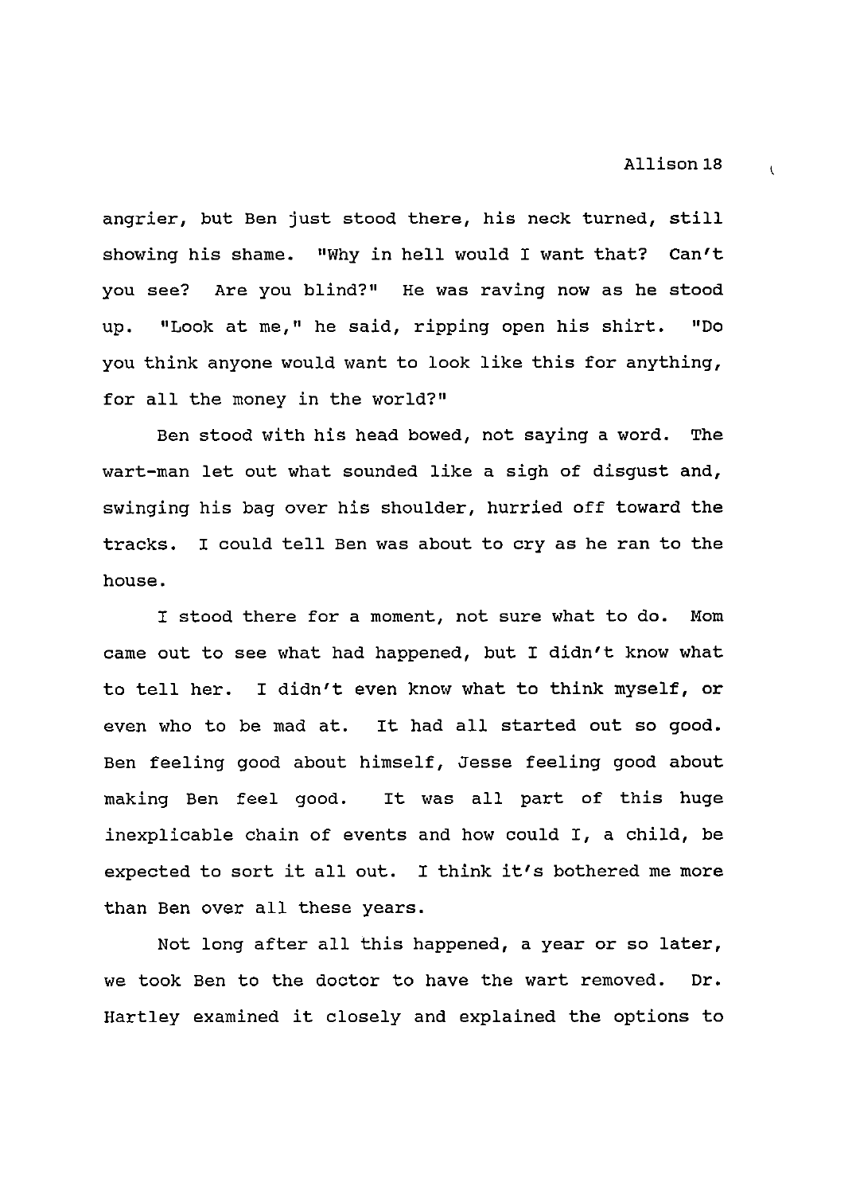angrier, but Ben just stood there, his neck turned, still showing his shame. "Why in hell would I want that? Can't you see? Are you blind?" He was raving now as he stood up. "Look at me," he said, ripping open his shirt. "Do you think anyone would want to look like this for anything, for all the money in the world?"

Ben stood with his head bowed, not saying a word. The wart-man let out what sounded like a sigh of disgust and, swinging his bag over his shoulder, hurried off toward the tracks. I could tell Ben was about to cry as he ran to the house.

I stood there for a moment, not sure what to do. Mom came out to see what had happened, but I didn't know what to tell her. I didn't even know what to think myself, or even who to be mad at. It had all started out so good. Ben feeling good about himself, Jesse feeling good about making Ben feel good. It was all part of this huge inexplicable chain of events and how could I, a child, be expected to sort it all out. I think it's bothered me more than Ben over all these years.

Not long after all this happened, a year or so later, we took Ben to the doctor to have the wart removed. Dr. Hartley examined it closely and explained the options to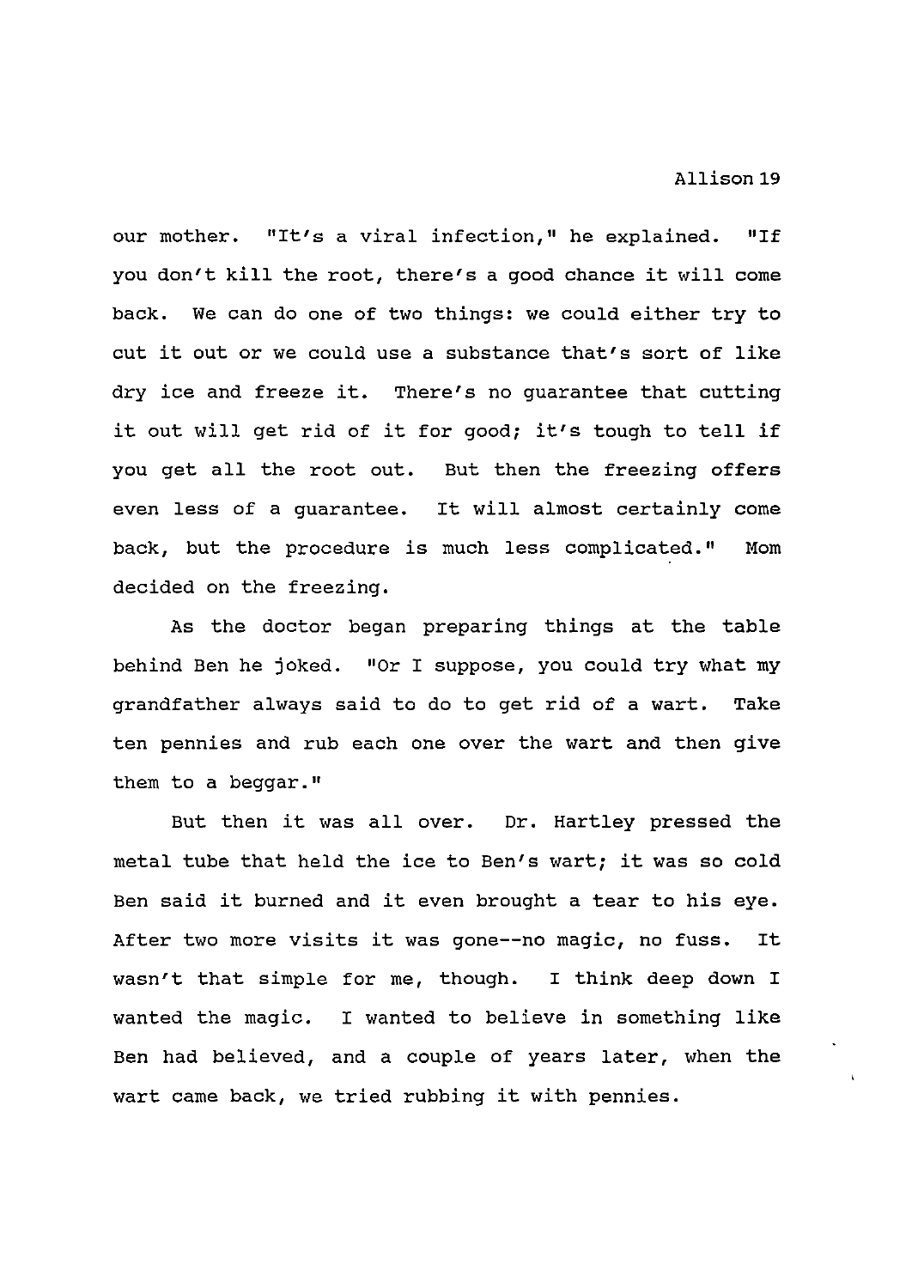our mother. "It's a viral infection," he explained. "If you don't kill the root, there's a good chance it will come back. We can do one of two things: we could either try to cut it out or we could use a substance that's sort of like dry ice and freeze it. There's no guarantee that cutting it out will get rid of it for good; it's tough to tell if you get all the root out. But then the freezing offers even less of a guarantee. It will almost certainly come back, but the procedure is much less complicated." Mom decided on the freezing.

As the doctor began preparing things at the table behind Ben he joked. "Or I suppose, you could try what my grandfather always said to do to get rid of a wart. Take ten pennies and rub each one over the wart and then give them to a beggar."

But then it was all over. Dr. Hartley pressed the metal tube that held the ice to Ben's wart; it was so cold Ben said it burned and it even brought a tear to his eye. After two more visits it was gone--no magic, no fuss. It wasn't that simple for me, though. I think deep down I wanted the magic. I wanted to believe in something like Ben had believed, and a couple of years later, when the wart came back, we tried rubbing it with pennies.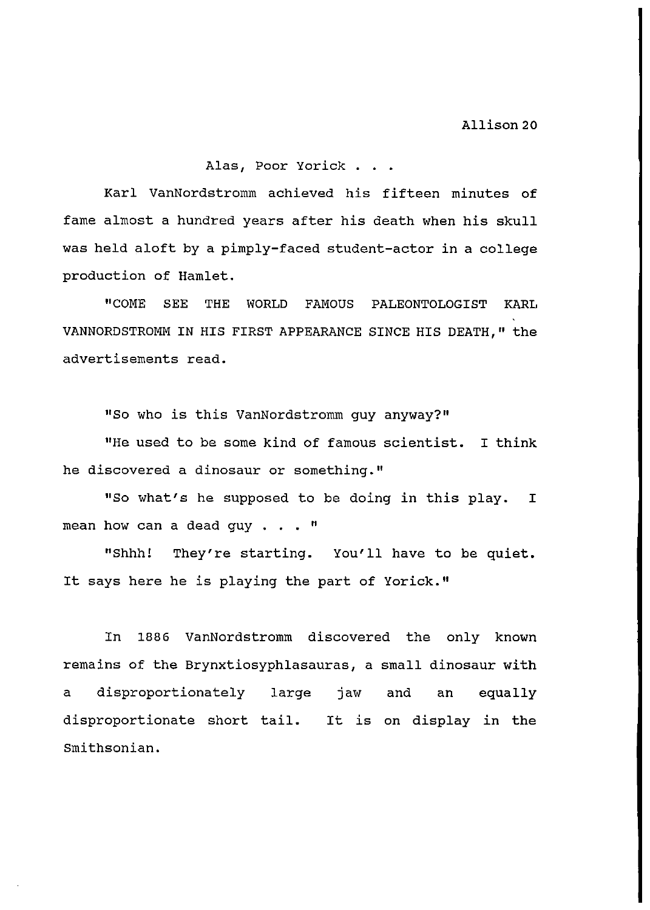Alas, Poor Yorick . . .

Karl VanNordstromm achieved his fifteen minutes of fame almost a hundred years after his death when his skull was held aloft by a pimply-faced student-actor in a college production of Hamlet.

"COME SEE THE WORLD FAMOUS PALEONTOLOGIST KARL VANNORDSTROMM IN HIS FIRST APPEARANCE SINCE HIS DEATH," the advertisements read.

"So who is this VanNordstromm guy anyway?"

"He used to be some kind of famous scientist. I think he discovered a dinosaur or something."

"So what's he supposed to be doing in this play. I mean how can a dead guy . . . "

"Shhh! They're starting. You'll have to be quiet. It says here he is playing the part of Yorick."

In 1886 VanNordstromm discovered the only known remains of the Brynxtiosyphlasauras, a small dinosaur with a disproportionately large jaw and an equally disproportionate short tail. It is on display in the Smithsonian.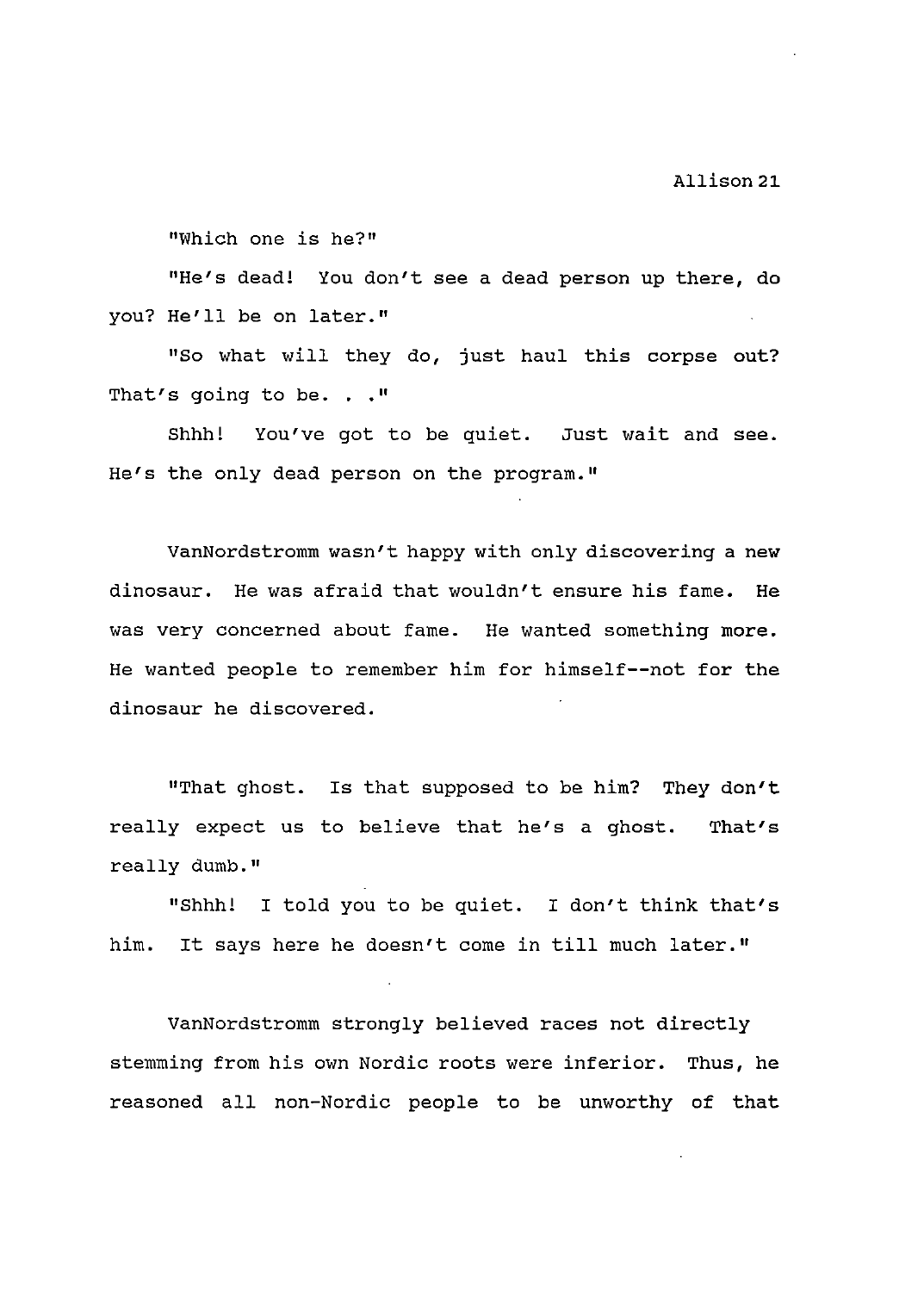"Which one is he?"

"He's dead! You don't see a dead person up there, do you? He'll be on later."

"So what will they do, just haul this corpse out? That's going to be. . ."

Shhh! You've got to be quiet. Just wait and see. He's the only dead person on the program."

VanNordstromm wasn't happy with only discovering a new dinosaur. He was afraid that wouldn't ensure his fame. He was very concerned about fame. He wanted something more. He wanted people to remember him for himself--not for the dinosaur he discovered.

"That ghost. Is that supposed to be him? They don't really expect us to believe that he's a ghost. That's really dumb."

"Shhh! I told you to be quiet. I don't think that's him. It says here he doesn't come in till much later."

VanNordstromm strongly believed races not directly stemming from his own Nordic roots were inferior. Thus, he reasoned all non-Nordic people to be unworthy of that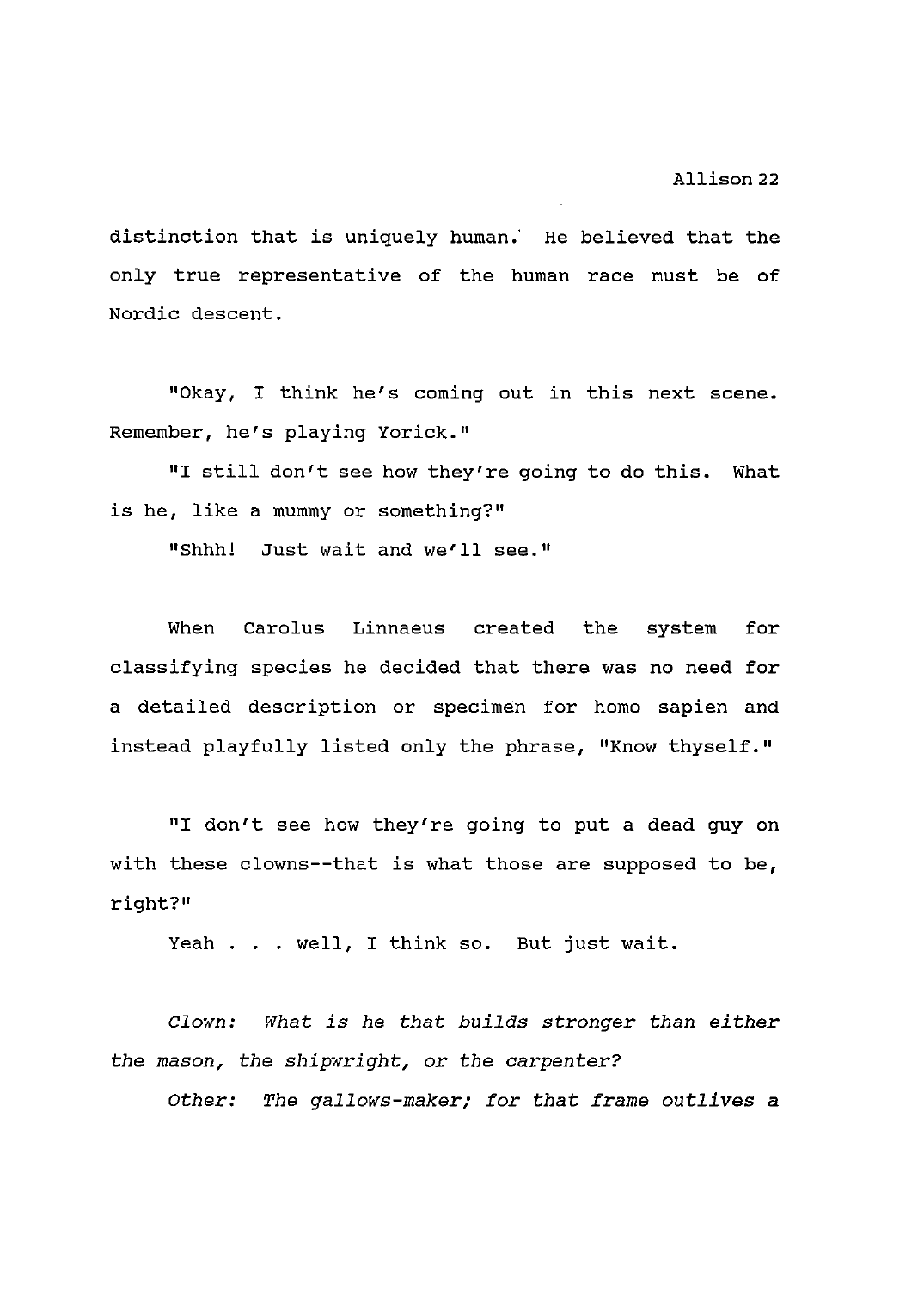distinction that is uniquely human. He believed that the only true representative of the human race must be of Nordic descent.

"Okay, I think he's coming out in this next scene. Remember, he's playing Yorick."

"I still don't see how they're going to do this. What is he, like a mummy or something?"

"Shhh! Just wait and we'll see."

When Carolus Linnaeus created the system for classifying species he decided that there was no need for a detailed description or specimen for homo sapien and instead playfully listed only the phrase, "Know thyself."

"I don't see how they're going to put a dead guy on with these clowns--that is what those are supposed to be, right?"

Yeah . . . well, I think so. But just wait.

*Clown: What is he that builds stronger than either the mason, the shipwright, or the carpenter?*

*Other: The gallows-maker; for that frame outlives a*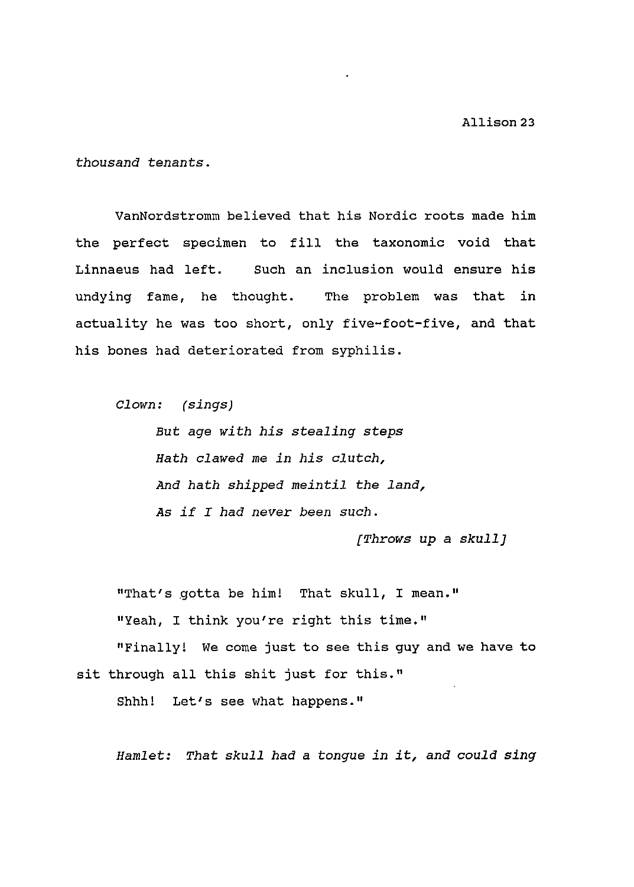*thousand tenants.*

VanNordstromm believed that his Nordic roots made him the perfect specimen to fill the taxonomic void that Linnaeus had left. Such an inclusion would ensure his undying fame, he thought. The problem was that in actuality he was too short, only five-foot-five, and that his bones had deteriorated from syphilis.

*Clown: (sings)*

> *But age with his stealing steps*
> *Hath clawed me in his clutch,*
> *And hath shipped meintil the land,*
> *As if I had never been such.*
>
> *[Throws up a skull]*

"That's gotta be him! That skull, I mean."

"Yeah, I think you're right this time."

"Finally! We come just to see this guy and we have to sit through all this shit just for this."

Shhh! Let's see what happens."

*Hamlet: That skull had a tongue in it, and could sing*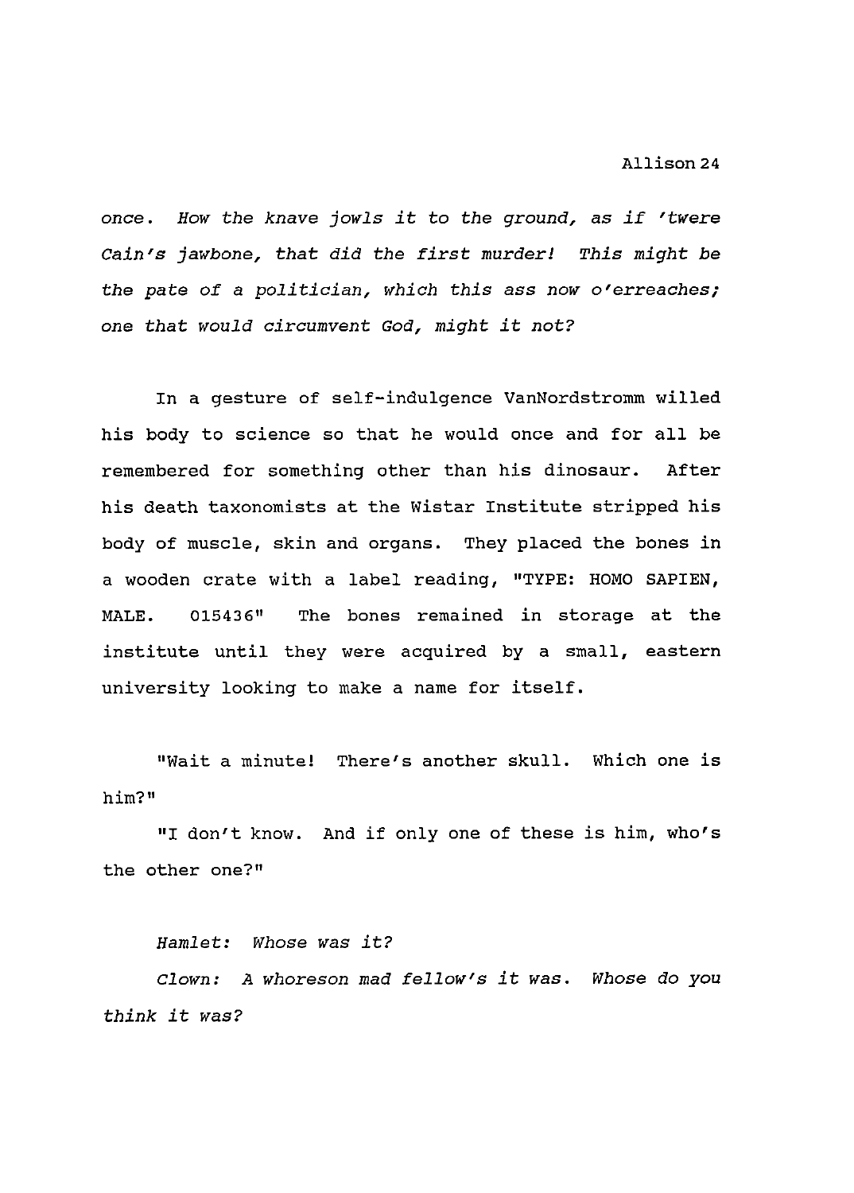*once. How the knave jowls it to the ground, as if 'twere Cain's jawbone, that did the first murder! This might be the pate of a politician, which this ass now o'erreaches; one that would circumvent God, might it not?*

In a gesture of self-indulgence VanNordstromm willed his body to science so that he would once and for all be remembered for something other than his dinosaur. After his death taxonomists at the Wistar Institute stripped his body of muscle, skin and organs. They placed the bones in a wooden crate with a label reading, "TYPE: HOMO SAPIEN, MALE. 015436" The bones remained in storage at the institute until they were acquired by a small, eastern university looking to make a name for itself.

"Wait a minute! There's another skull. Which one is him?"

"I don't know. And if only one of these is him, who's the other one?"

*Hamlet: Whose was it?*

*Clown: A whoreson mad fellow's it was. Whose do you think it was?*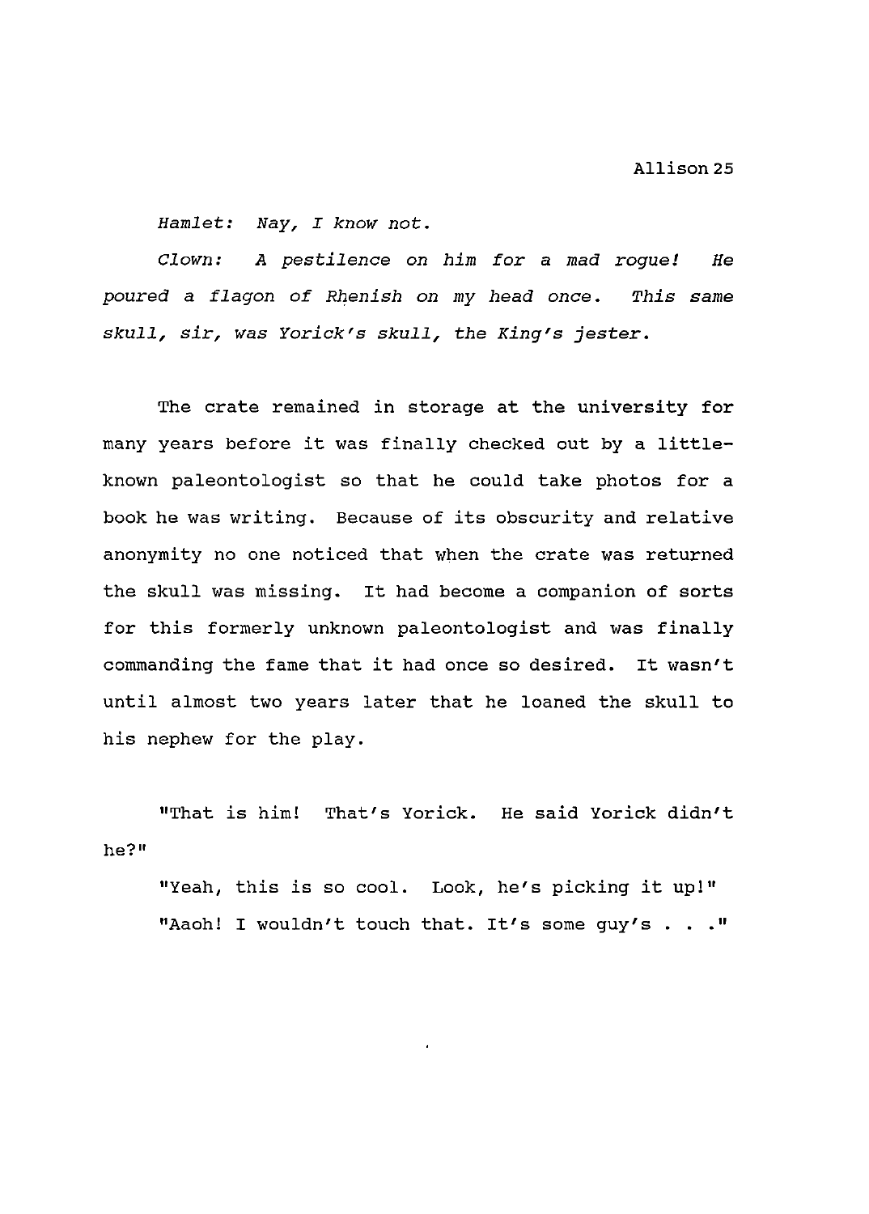*Hamlet: Nay, I know not.*

*Clown: A pestilence on him for a mad rogue! He poured a flagon of Rhenish on my head once. This same skull, sir, was Yorick's skull, the King's jester.*

The crate remained in storage at the university for many years before it was finally checked out by a little-known paleontologist so that he could take photos for a book he was writing. Because of its obscurity and relative anonymity no one noticed that when the crate was returned the skull was missing. It had become a companion of sorts for this formerly unknown paleontologist and was finally commanding the fame that it had once so desired. It wasn't until almost two years later that he loaned the skull to his nephew for the play.

"That is him! That's Yorick. He said Yorick didn't he?"

"Yeah, this is so cool. Look, he's picking it up!"

"Aaoh! I wouldn't touch that. It's some guy's . . ."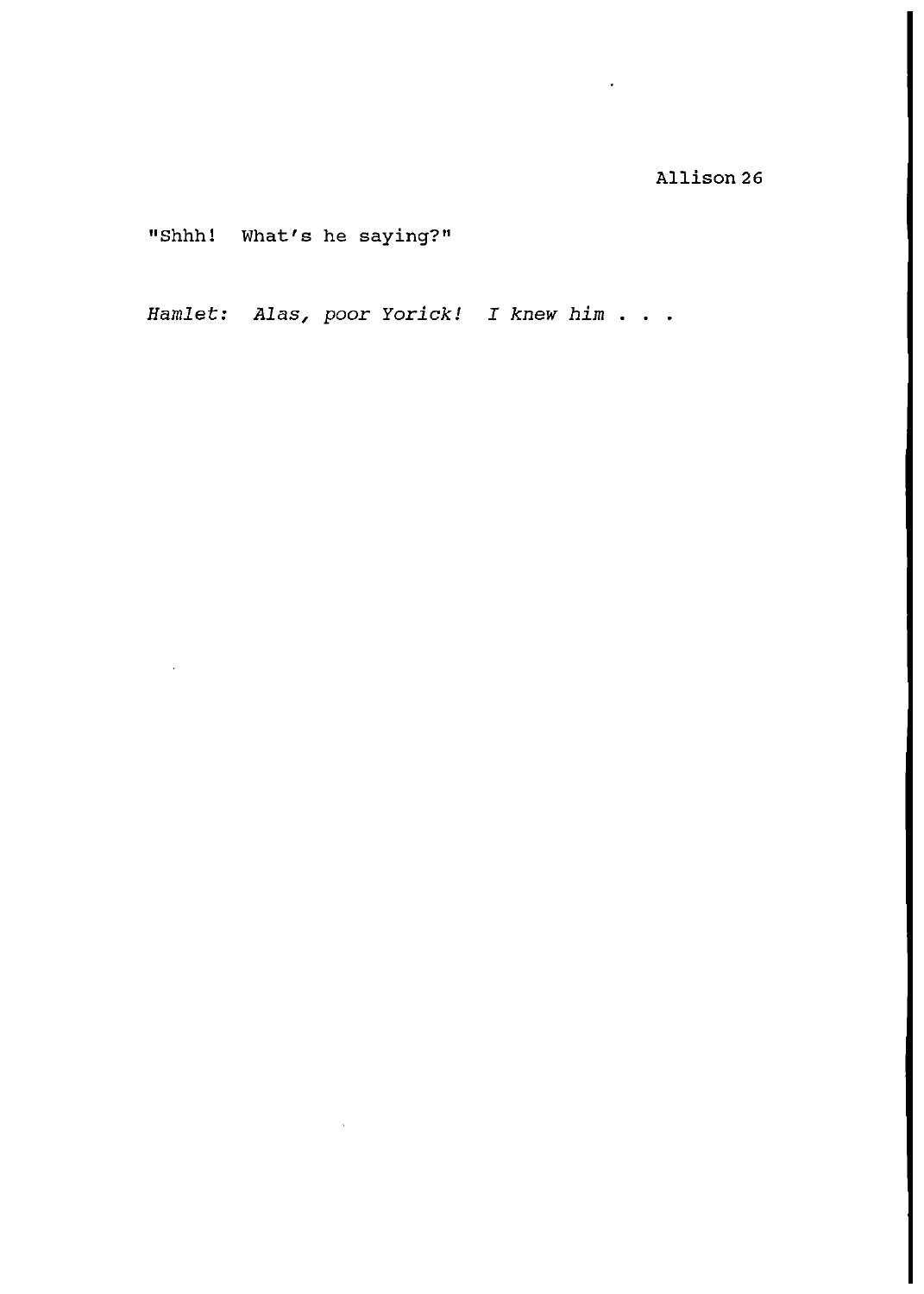"Shhh! What's he saying?"

*Hamlet: Alas, poor Yorick! I knew him . . .*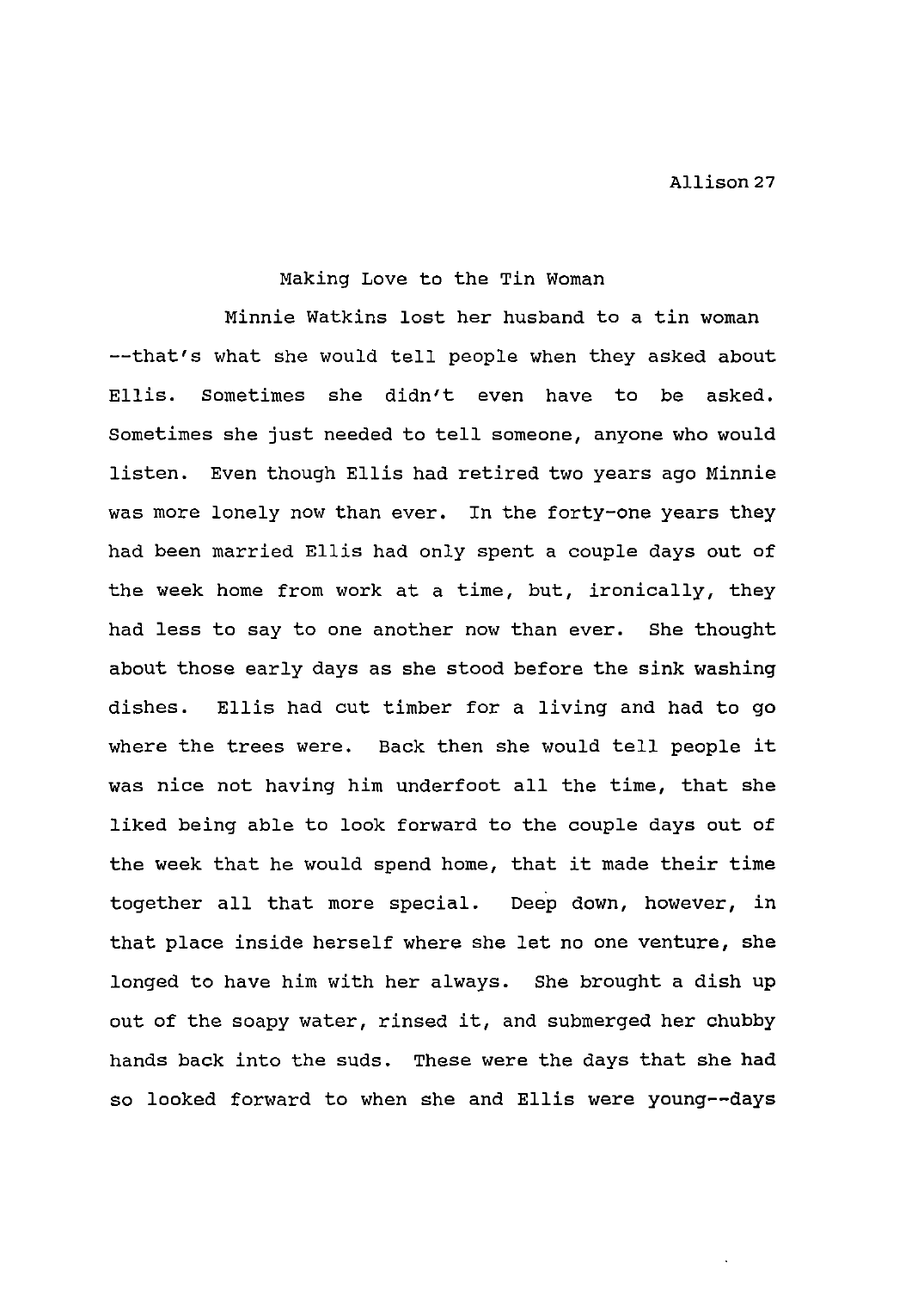## Making Love to the Tin Woman

Minnie Watkins lost her husband to a tin woman --that's what she would tell people when they asked about Ellis. Sometimes she didn't even have to be asked. Sometimes she just needed to tell someone, anyone who would listen. Even though Ellis had retired two years ago Minnie was more lonely now than ever. In the forty-one years they had been married Ellis had only spent a couple days out of the week home from work at a time, but, ironically, they had less to say to one another now than ever. She thought about those early days as she stood before the sink washing dishes. Ellis had cut timber for a living and had to go where the trees were. Back then she would tell people it was nice not having him underfoot all the time, that she liked being able to look forward to the couple days out of the week that he would spend home, that it made their time together all that more special. Deep down, however, in that place inside herself where she let no one venture, she longed to have him with her always. She brought a dish up out of the soapy water, rinsed it, and submerged her chubby hands back into the suds. These were the days that she had so looked forward to when she and Ellis were young--days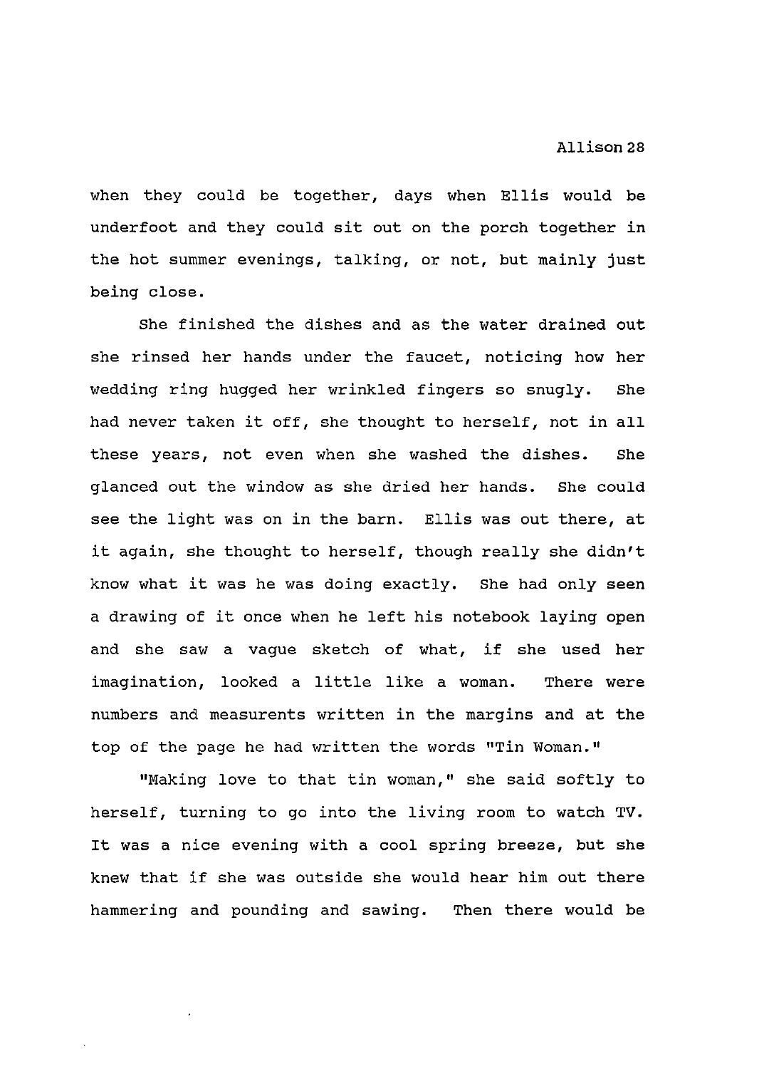when they could be together, days when Ellis would be underfoot and they could sit out on the porch together in the hot summer evenings, talking, or not, but mainly just being close.

She finished the dishes and as the water drained out she rinsed her hands under the faucet, noticing how her wedding ring hugged her wrinkled fingers so snugly. She had never taken it off, she thought to herself, not in all these years, not even when she washed the dishes. She glanced out the window as she dried her hands. She could see the light was on in the barn. Ellis was out there, at it again, she thought to herself, though really she didn't know what it was he was doing exactly. She had only seen a drawing of it once when he left his notebook laying open and she saw a vague sketch of what, if she used her imagination, looked a little like a woman. There were numbers and measurents written in the margins and at the top of the page he had written the words "Tin Woman."

"Making love to that tin woman," she said softly to herself, turning to go into the living room to watch TV. It was a nice evening with a cool spring breeze, but she knew that if she was outside she would hear him out there hammering and pounding and sawing. Then there would be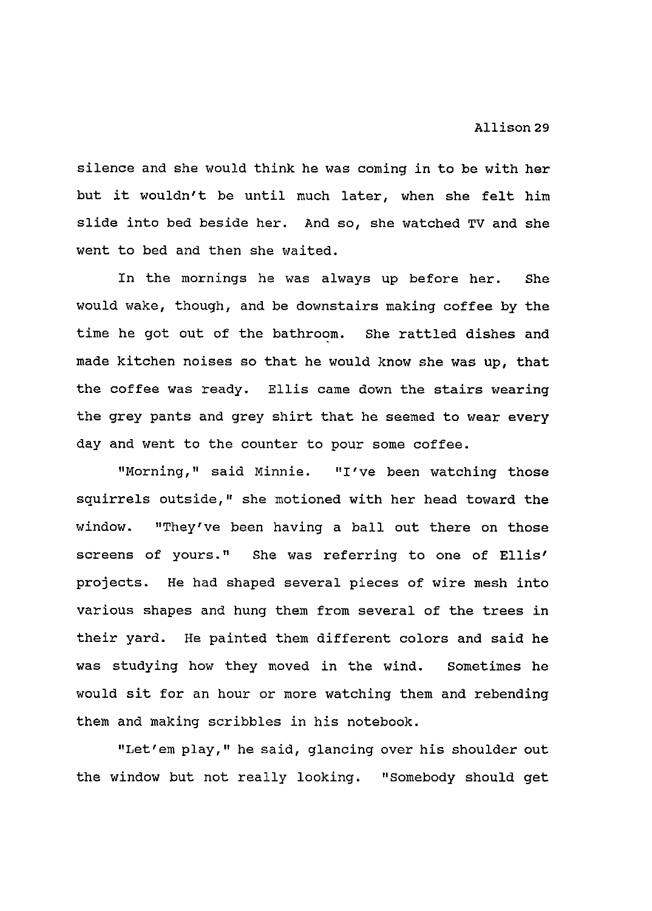silence and she would think he was coming in to be with her but it wouldn't be until much later, when she felt him slide into bed beside her. And so, she watched TV and she went to bed and then she waited.

In the mornings he was always up before her. She would wake, though, and be downstairs making coffee by the time he got out of the bathroom. She rattled dishes and made kitchen noises so that he would know she was up, that the coffee was ready. Ellis came down the stairs wearing the grey pants and grey shirt that he seemed to wear every day and went to the counter to pour some coffee.

"Morning," said Minnie. "I've been watching those squirrels outside," she motioned with her head toward the window. "They've been having a ball out there on those screens of yours." She was referring to one of Ellis' projects. He had shaped several pieces of wire mesh into various shapes and hung them from several of the trees in their yard. He painted them different colors and said he was studying how they moved in the wind. Sometimes he would sit for an hour or more watching them and rebending them and making scribbles in his notebook.

"Let'em play," he said, glancing over his shoulder out the window but not really looking. "Somebody should get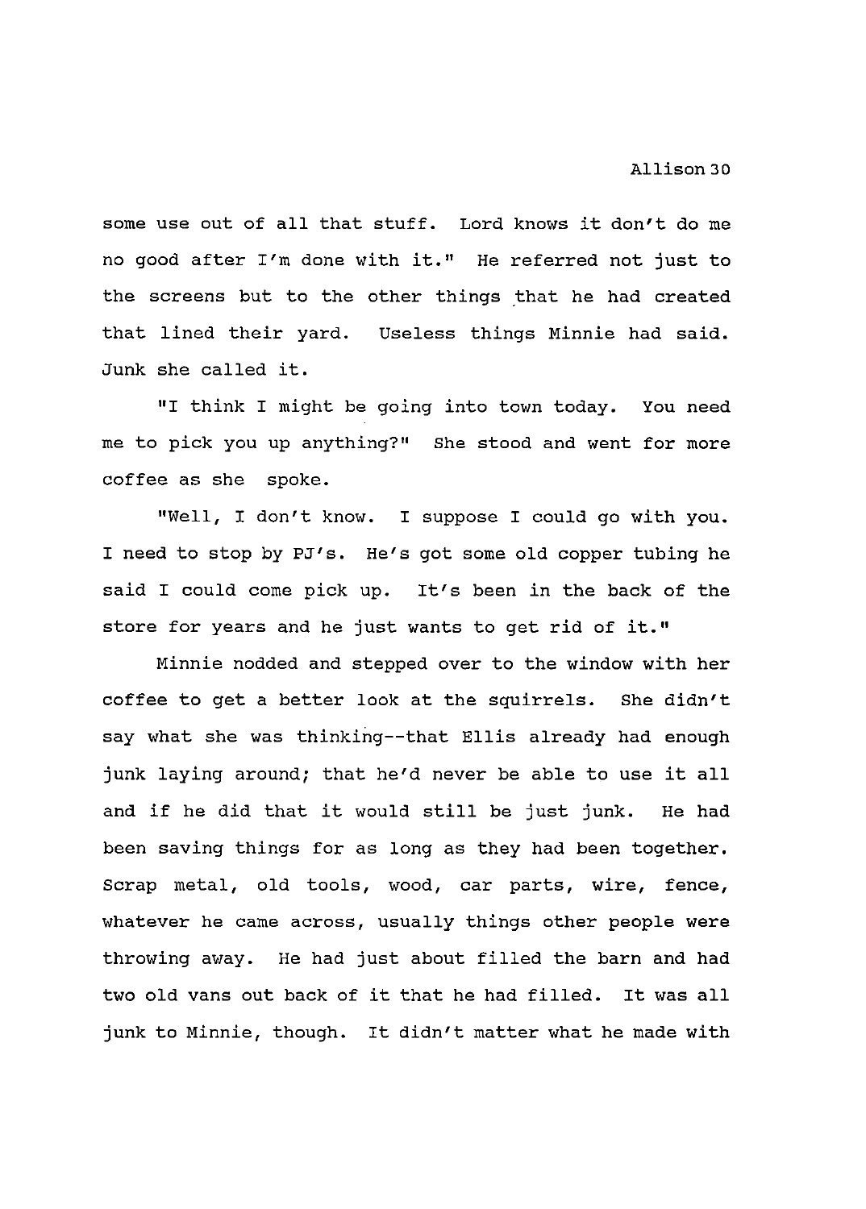some use out of all that stuff. Lord knows it don't do me no good after I'm done with it." He referred not just to the screens but to the other things that he had created that lined their yard. Useless things Minnie had said. Junk she called it.

"I think I might be going into town today. You need me to pick you up anything?" She stood and went for more coffee as she spoke.

"Well, I don't know. I suppose I could go with you. I need to stop by PJ's. He's got some old copper tubing he said I could come pick up. It's been in the back of the store for years and he just wants to get rid of it."

Minnie nodded and stepped over to the window with her coffee to get a better look at the squirrels. She didn't say what she was thinking--that Ellis already had enough junk laying around; that he'd never be able to use it all and if he did that it would still be just junk. He had been saving things for as long as they had been together. Scrap metal, old tools, wood, car parts, wire, fence, whatever he came across, usually things other people were throwing away. He had just about filled the barn and had two old vans out back of it that he had filled. It was all junk to Minnie, though. It didn't matter what he made with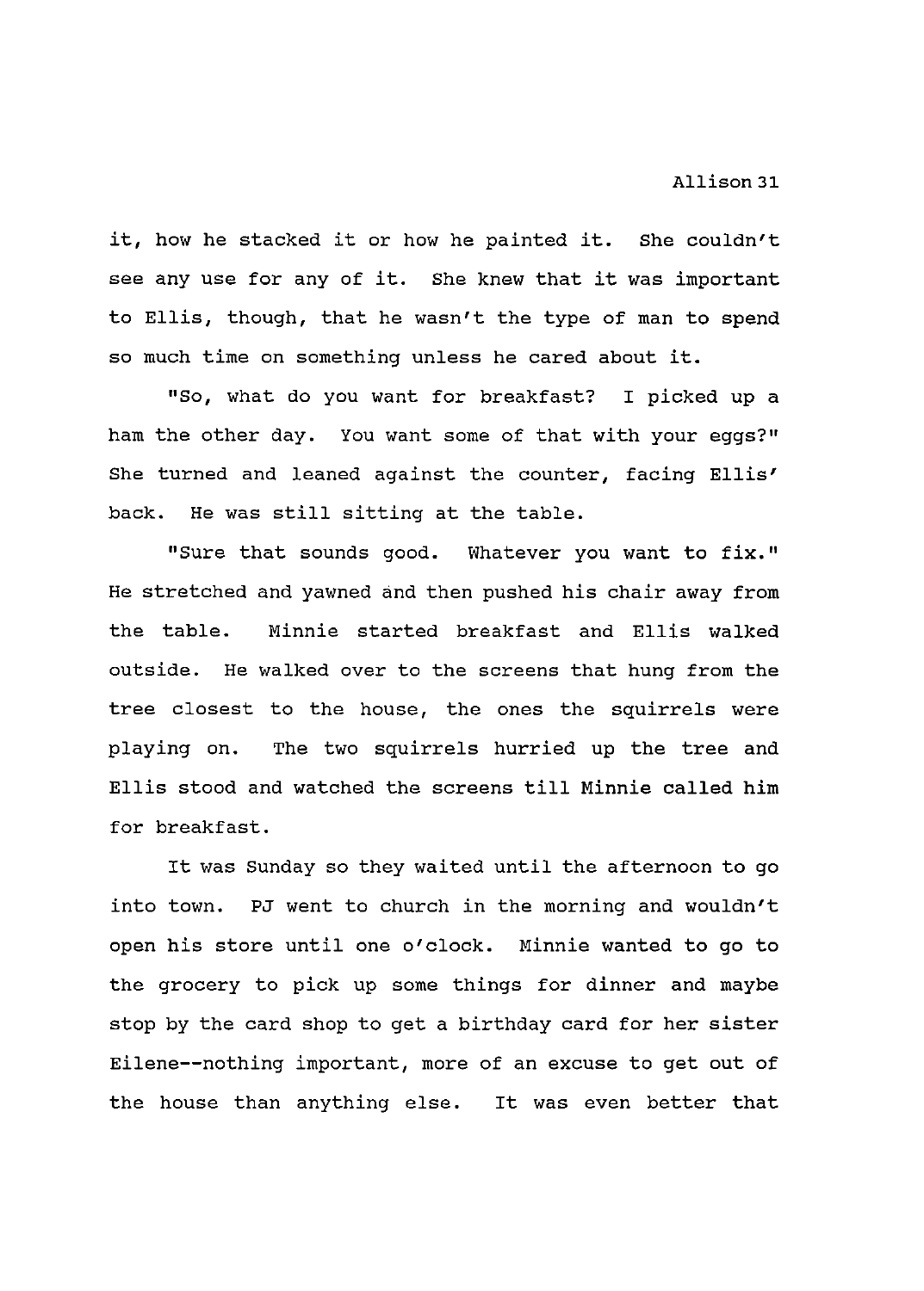it, how he stacked it or how he painted it. She couldn't see any use for any of it. She knew that it was important to Ellis, though, that he wasn't the type of man to spend so much time on something unless he cared about it.

"So, what do you want for breakfast? I picked up a ham the other day. You want some of that with your eggs?" She turned and leaned against the counter, facing Ellis' back. He was still sitting at the table.

"Sure that sounds good. Whatever you want to fix." He stretched and yawned and then pushed his chair away from the table. Minnie started breakfast and Ellis walked outside. He walked over to the screens that hung from the tree closest to the house, the ones the squirrels were playing on. The two squirrels hurried up the tree and Ellis stood and watched the screens till Minnie called him for breakfast.

It was Sunday so they waited until the afternoon to go into town. PJ went to church in the morning and wouldn't open his store until one o'clock. Minnie wanted to go to the grocery to pick up some things for dinner and maybe stop by the card shop to get a birthday card for her sister Eilene--nothing important, more of an excuse to get out of the house than anything else. It was even better that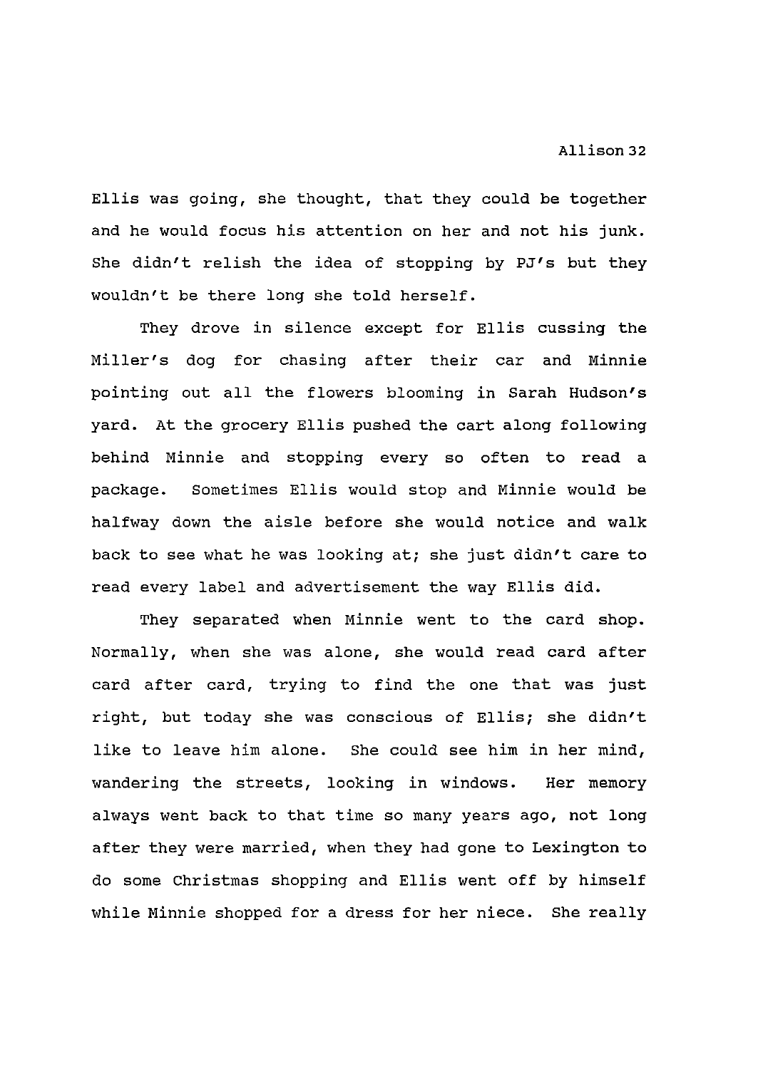Ellis was going, she thought, that they could be together and he would focus his attention on her and not his junk. She didn't relish the idea of stopping by PJ's but they wouldn't be there long she told herself.

They drove in silence except for Ellis cussing the Miller's dog for chasing after their car and Minnie pointing out all the flowers blooming in Sarah Hudson's yard. At the grocery Ellis pushed the cart along following behind Minnie and stopping every so often to read a package. Sometimes Ellis would stop and Minnie would be halfway down the aisle before she would notice and walk back to see what he was looking at; she just didn't care to read every label and advertisement the way Ellis did.

They separated when Minnie went to the card shop. Normally, when she was alone, she would read card after card after card, trying to find the one that was just right, but today she was conscious of Ellis; she didn't like to leave him alone. She could see him in her mind, wandering the streets, looking in windows. Her memory always went back to that time so many years ago, not long after they were married, when they had gone to Lexington to do some Christmas shopping and Ellis went off by himself while Minnie shopped for a dress for her niece. She really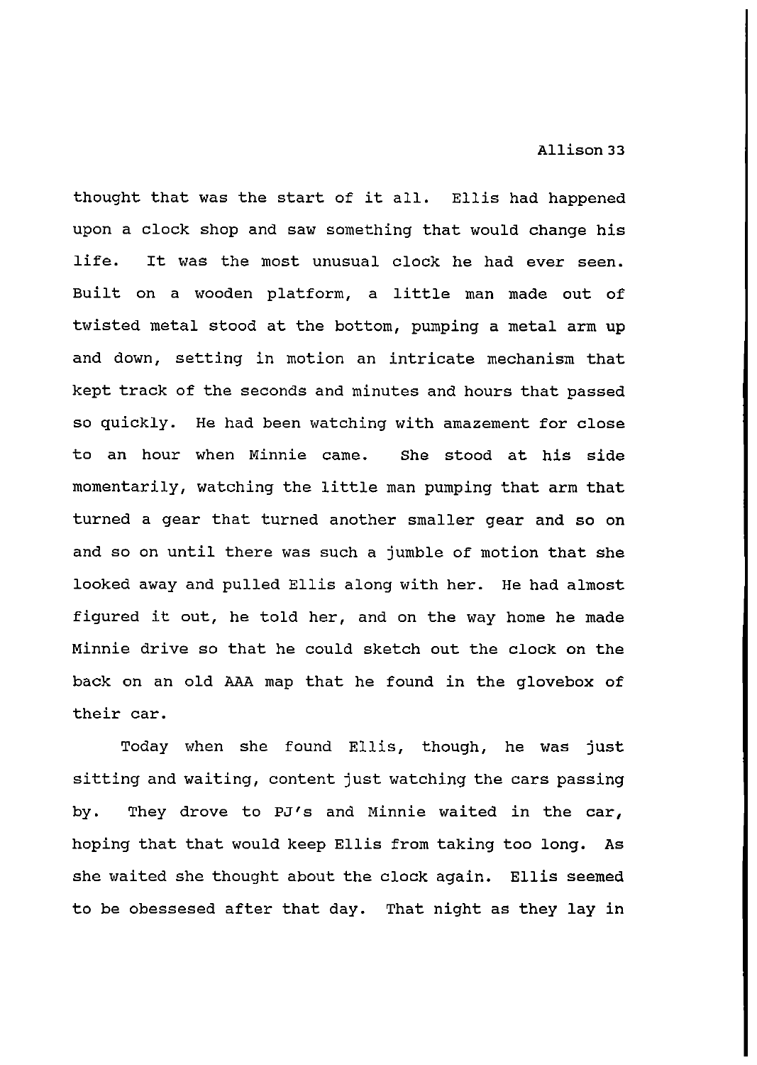thought that was the start of it all. Ellis had happened upon a clock shop and saw something that would change his life. It was the most unusual clock he had ever seen. Built on a wooden platform, a little man made out of twisted metal stood at the bottom, pumping a metal arm up and down, setting in motion an intricate mechanism that kept track of the seconds and minutes and hours that passed so quickly. He had been watching with amazement for close to an hour when Minnie came. She stood at his side momentarily, watching the little man pumping that arm that turned a gear that turned another smaller gear and so on and so on until there was such a jumble of motion that she looked away and pulled Ellis along with her. He had almost figured it out, he told her, and on the way home he made Minnie drive so that he could sketch out the clock on the back on an old AAA map that he found in the glovebox of their car.

Today when she found Ellis, though, he was just sitting and waiting, content just watching the cars passing by. They drove to PJ's and Minnie waited in the car, hoping that that would keep Ellis from taking too long. As she waited she thought about the clock again. Ellis seemed to be obessesed after that day. That night as they lay in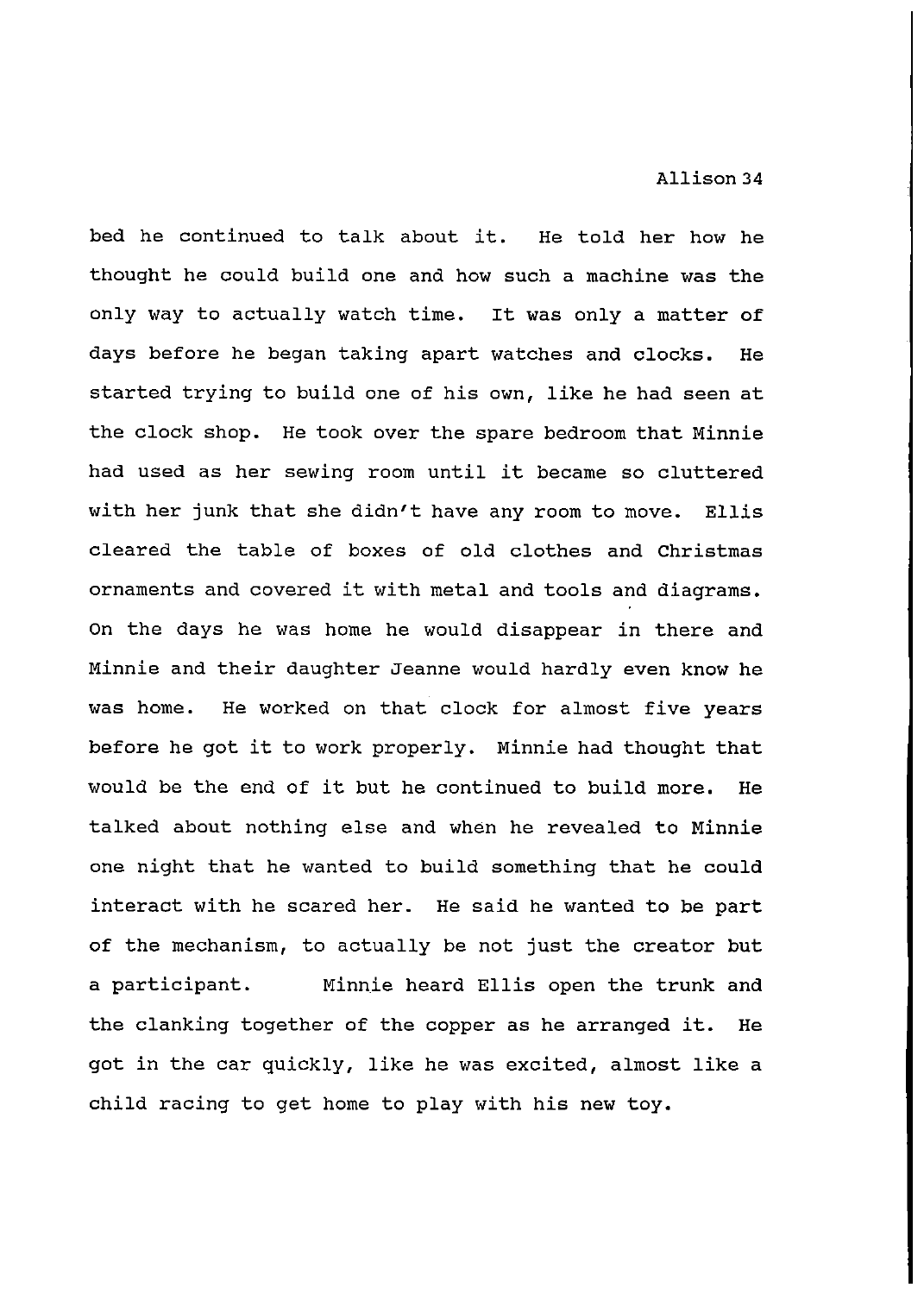bed he continued to talk about it. He told her how he thought he could build one and how such a machine was the only way to actually watch time. It was only a matter of days before he began taking apart watches and clocks. He started trying to build one of his own, like he had seen at the clock shop. He took over the spare bedroom that Minnie had used as her sewing room until it became so cluttered with her junk that she didn't have any room to move. Ellis cleared the table of boxes of old clothes and Christmas ornaments and covered it with metal and tools and diagrams. On the days he was home he would disappear in there and Minnie and their daughter Jeanne would hardly even know he was home. He worked on that clock for almost five years before he got it to work properly. Minnie had thought that would be the end of it but he continued to build more. He talked about nothing else and when he revealed to Minnie one night that he wanted to build something that he could interact with he scared her. He said he wanted to be part of the mechanism, to actually be not just the creator but a participant.

Minnie heard Ellis open the trunk and the clanking together of the copper as he arranged it. He got in the car quickly, like he was excited, almost like a child racing to get home to play with his new toy.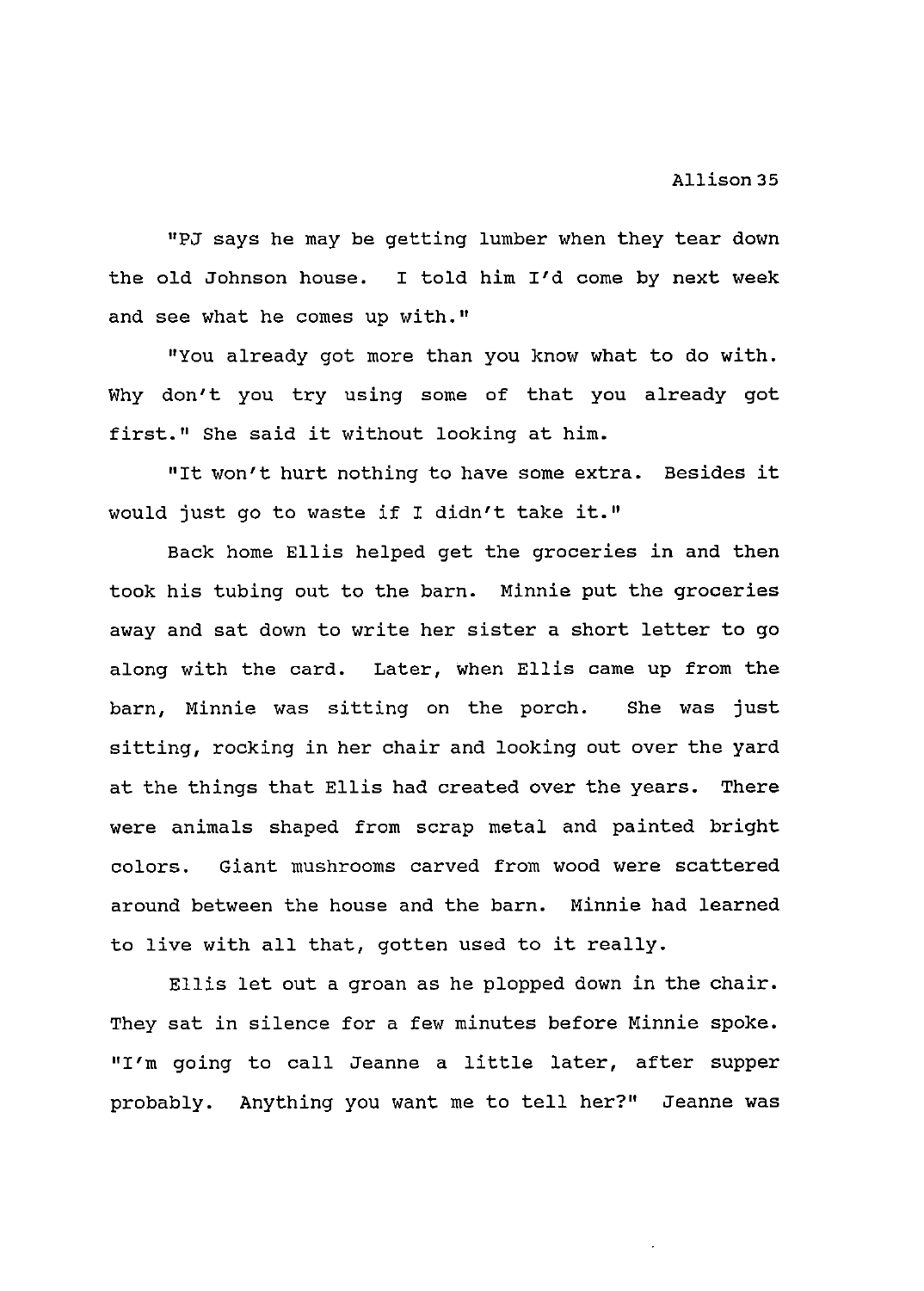"PJ says he may be getting lumber when they tear down the old Johnson house. I told him I'd come by next week and see what he comes up with."

"You already got more than you know what to do with. Why don't you try using some of that you already got first." She said it without looking at him.

"It won't hurt nothing to have some extra. Besides it would just go to waste if I didn't take it."

Back home Ellis helped get the groceries in and then took his tubing out to the barn. Minnie put the groceries away and sat down to write her sister a short letter to go along with the card. Later, when Ellis came up from the barn, Minnie was sitting on the porch. She was just sitting, rocking in her chair and looking out over the yard at the things that Ellis had created over the years. There were animals shaped from scrap metal and painted bright colors. Giant mushrooms carved from wood were scattered around between the house and the barn. Minnie had learned to live with all that, gotten used to it really.

Ellis let out a groan as he plopped down in the chair. They sat in silence for a few minutes before Minnie spoke. "I'm going to call Jeanne a little later, after supper probably. Anything you want me to tell her?" Jeanne was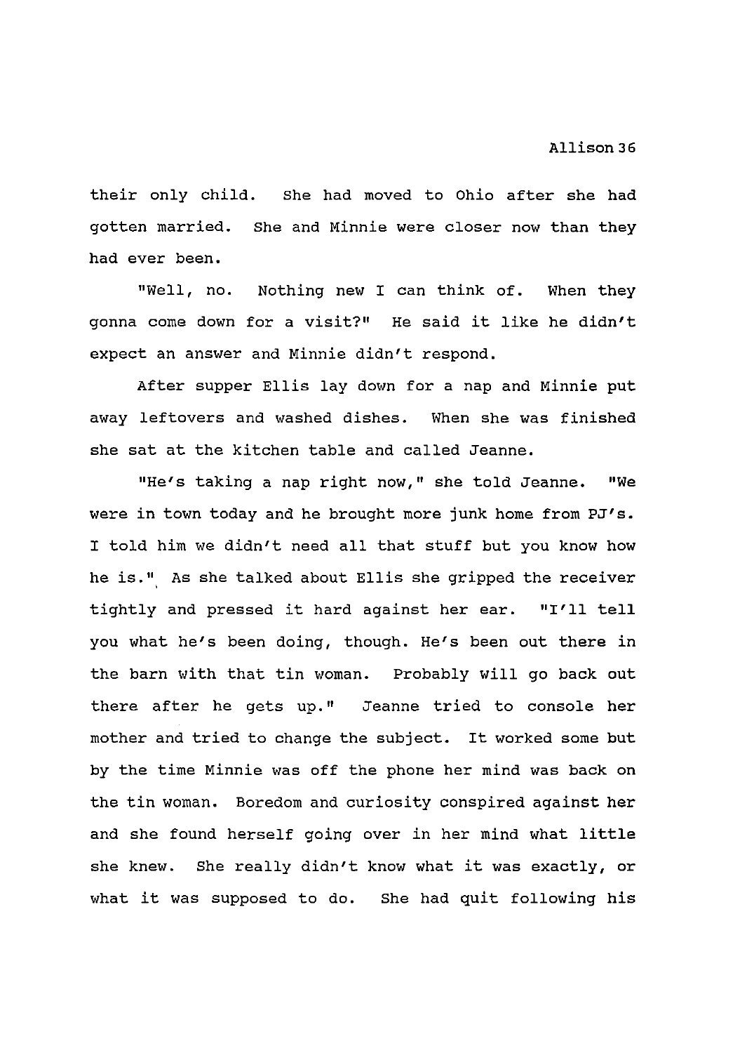their only child. She had moved to Ohio after she had gotten married. She and Minnie were closer now than they had ever been.

"Well, no. Nothing new I can think of. When they gonna come down for a visit?" He said it like he didn't expect an answer and Minnie didn't respond.

After supper Ellis lay down for a nap and Minnie put away leftovers and washed dishes. When she was finished she sat at the kitchen table and called Jeanne.

"He's taking a nap right now," she told Jeanne. "We were in town today and he brought more junk home from PJ's. I told him we didn't need all that stuff but you know how he is." As she talked about Ellis she gripped the receiver tightly and pressed it hard against her ear. "I'll tell you what he's been doing, though. He's been out there in the barn with that tin woman. Probably will go back out there after he gets up." Jeanne tried to console her mother and tried to change the subject. It worked some but by the time Minnie was off the phone her mind was back on the tin woman. Boredom and curiosity conspired against her and she found herself going over in her mind what little she knew. She really didn't know what it was exactly, or what it was supposed to do. She had quit following his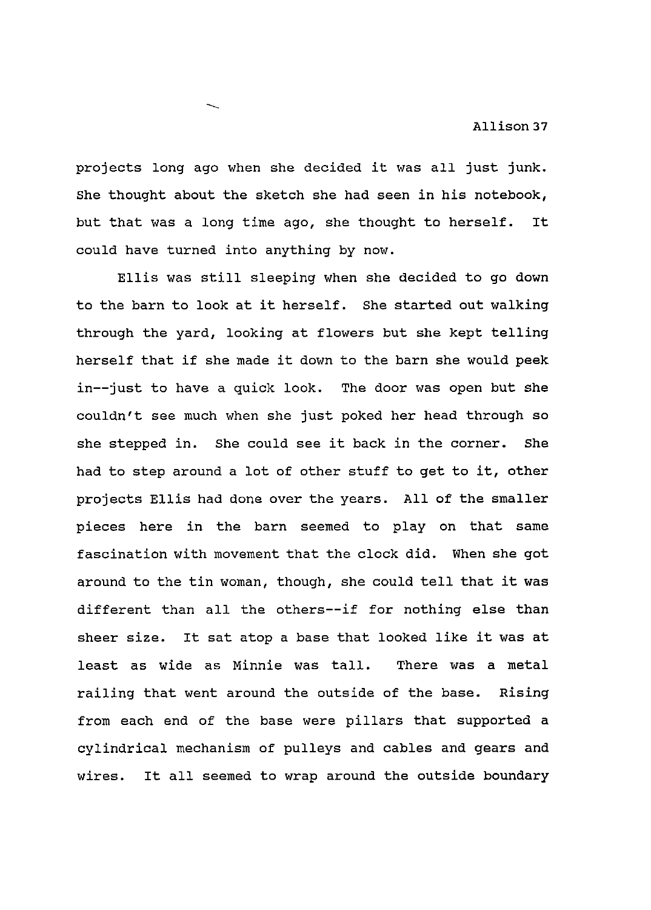projects long ago when she decided it was all just junk. She thought about the sketch she had seen in his notebook, but that was a long time ago, she thought to herself. It could have turned into anything by now.

Ellis was still sleeping when she decided to go down to the barn to look at it herself. She started out walking through the yard, looking at flowers but she kept telling herself that if she made it down to the barn she would peek in--just to have a quick look. The door was open but she couldn't see much when she just poked her head through so she stepped in. She could see it back in the corner. She had to step around a lot of other stuff to get to it, other projects Ellis had done over the years. All of the smaller pieces here in the barn seemed to play on that same fascination with movement that the clock did. When she got around to the tin woman, though, she could tell that it was different than all the others--if for nothing else than sheer size. It sat atop a base that looked like it was at least as wide as Minnie was tall. There was a metal railing that went around the outside of the base. Rising from each end of the base were pillars that supported a cylindrical mechanism of pulleys and cables and gears and wires. It all seemed to wrap around the outside boundary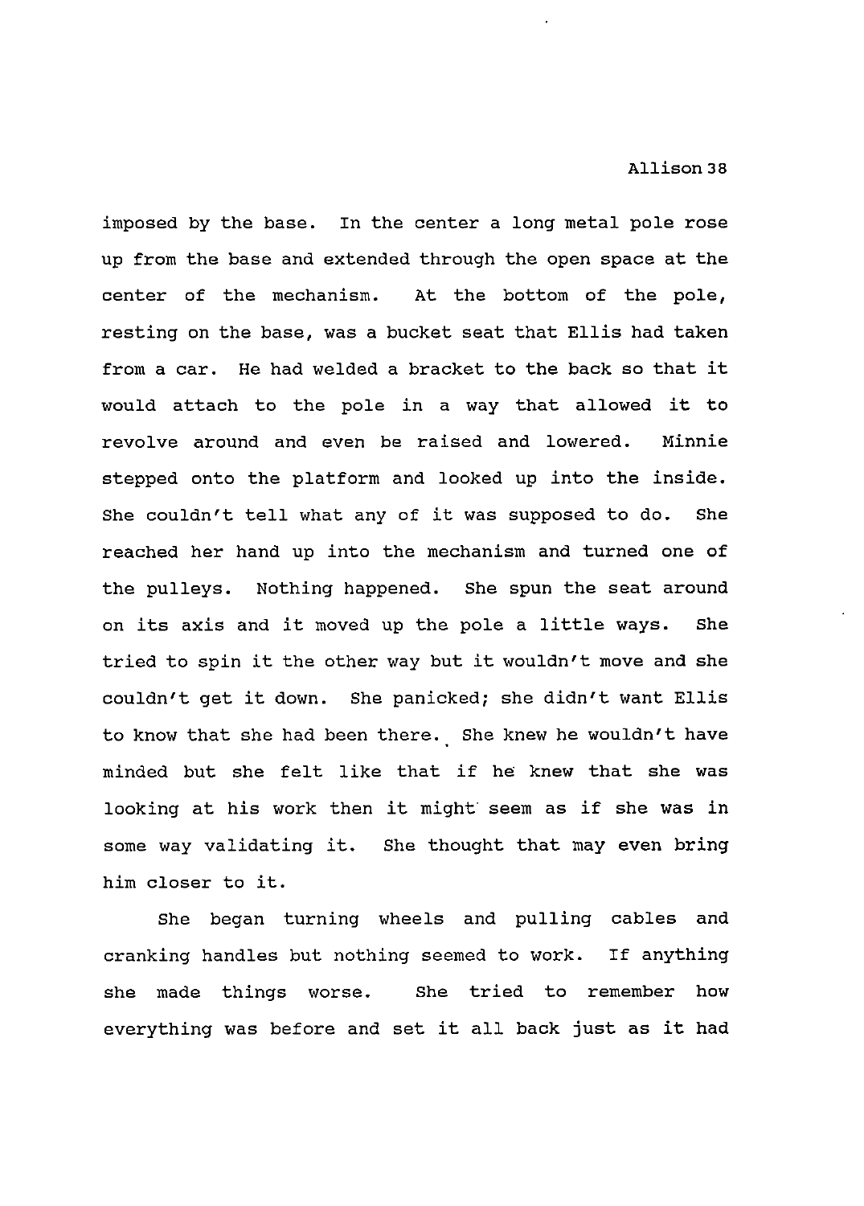imposed by the base. In the center a long metal pole rose up from the base and extended through the open space at the center of the mechanism. At the bottom of the pole, resting on the base, was a bucket seat that Ellis had taken from a car. He had welded a bracket to the back so that it would attach to the pole in a way that allowed it to revolve around and even be raised and lowered. Minnie stepped onto the platform and looked up into the inside. She couldn't tell what any of it was supposed to do. She reached her hand up into the mechanism and turned one of the pulleys. Nothing happened. She spun the seat around on its axis and it moved up the pole a little ways. She tried to spin it the other way but it wouldn't move and she couldn't get it down. She panicked; she didn't want Ellis to know that she had been there. She knew he wouldn't have minded but she felt like that if he knew that she was looking at his work then it might seem as if she was in some way validating it. She thought that may even bring him closer to it.

She began turning wheels and pulling cables and cranking handles but nothing seemed to work. If anything she made things worse. She tried to remember how everything was before and set it all back just as it had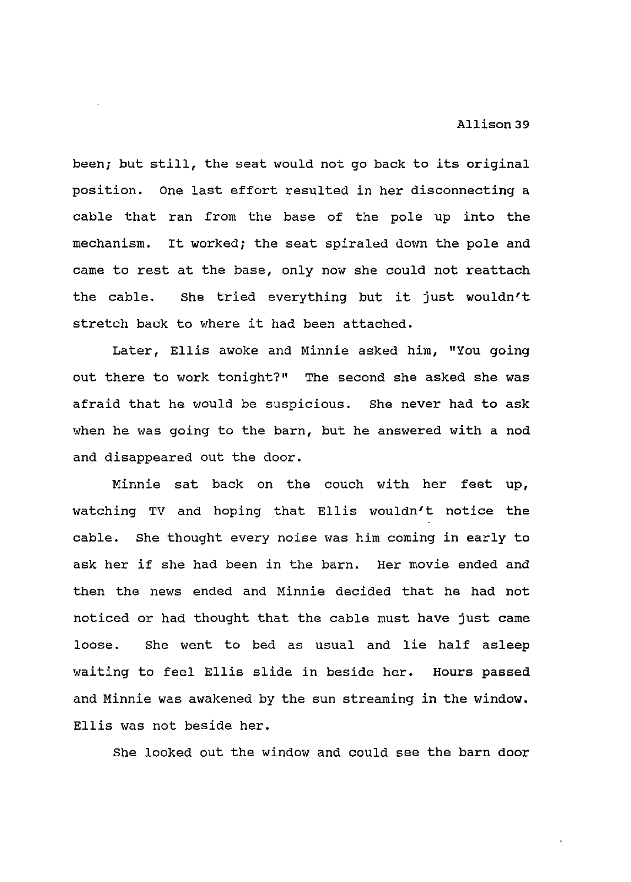been; but still, the seat would not go back to its original position. One last effort resulted in her disconnecting a cable that ran from the base of the pole up into the mechanism. It worked; the seat spiraled down the pole and came to rest at the base, only now she could not reattach the cable. She tried everything but it just wouldn't stretch back to where it had been attached.

Later, Ellis awoke and Minnie asked him, "You going out there to work tonight?" The second she asked she was afraid that he would be suspicious. She never had to ask when he was going to the barn, but he answered with a nod and disappeared out the door.

Minnie sat back on the couch with her feet up, watching TV and hoping that Ellis wouldn't notice the cable. She thought every noise was him coming in early to ask her if she had been in the barn. Her movie ended and then the news ended and Minnie decided that he had not noticed or had thought that the cable must have just came loose. She went to bed as usual and lie half asleep waiting to feel Ellis slide in beside her. Hours passed and Minnie was awakened by the sun streaming in the window. Ellis was not beside her.

She looked out the window and could see the barn door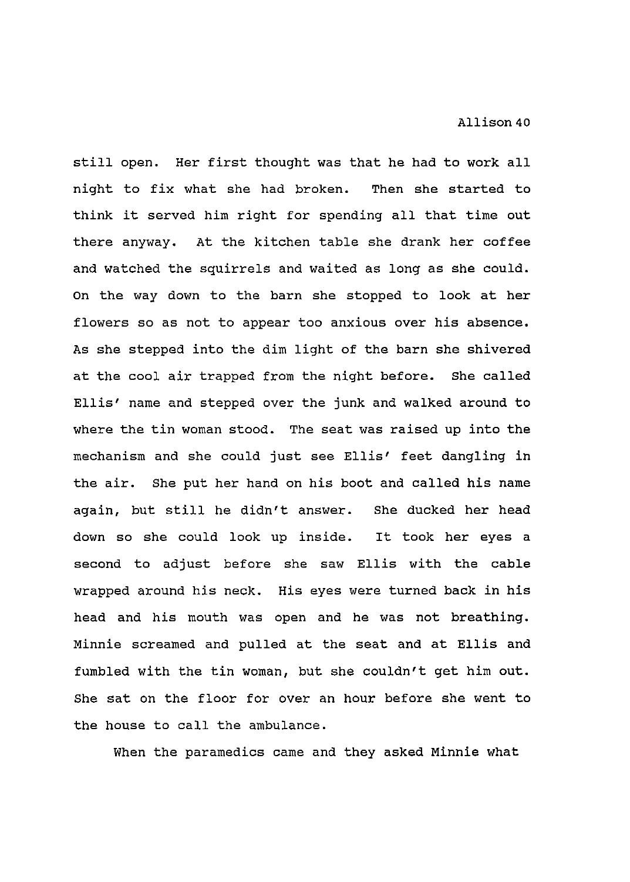still open. Her first thought was that he had to work all night to fix what she had broken. Then she started to think it served him right for spending all that time out there anyway. At the kitchen table she drank her coffee and watched the squirrels and waited as long as she could. On the way down to the barn she stopped to look at her flowers so as not to appear too anxious over his absence. As she stepped into the dim light of the barn she shivered at the cool air trapped from the night before. She called Ellis' name and stepped over the junk and walked around to where the tin woman stood. The seat was raised up into the mechanism and she could just see Ellis' feet dangling in the air. She put her hand on his boot and called his name again, but still he didn't answer. She ducked her head down so she could look up inside. It took her eyes a second to adjust before she saw Ellis with the cable wrapped around his neck. His eyes were turned back in his head and his mouth was open and he was not breathing. Minnie screamed and pulled at the seat and at Ellis and fumbled with the tin woman, but she couldn't get him out. She sat on the floor for over an hour before she went to the house to call the ambulance.

When the paramedics came and they asked Minnie what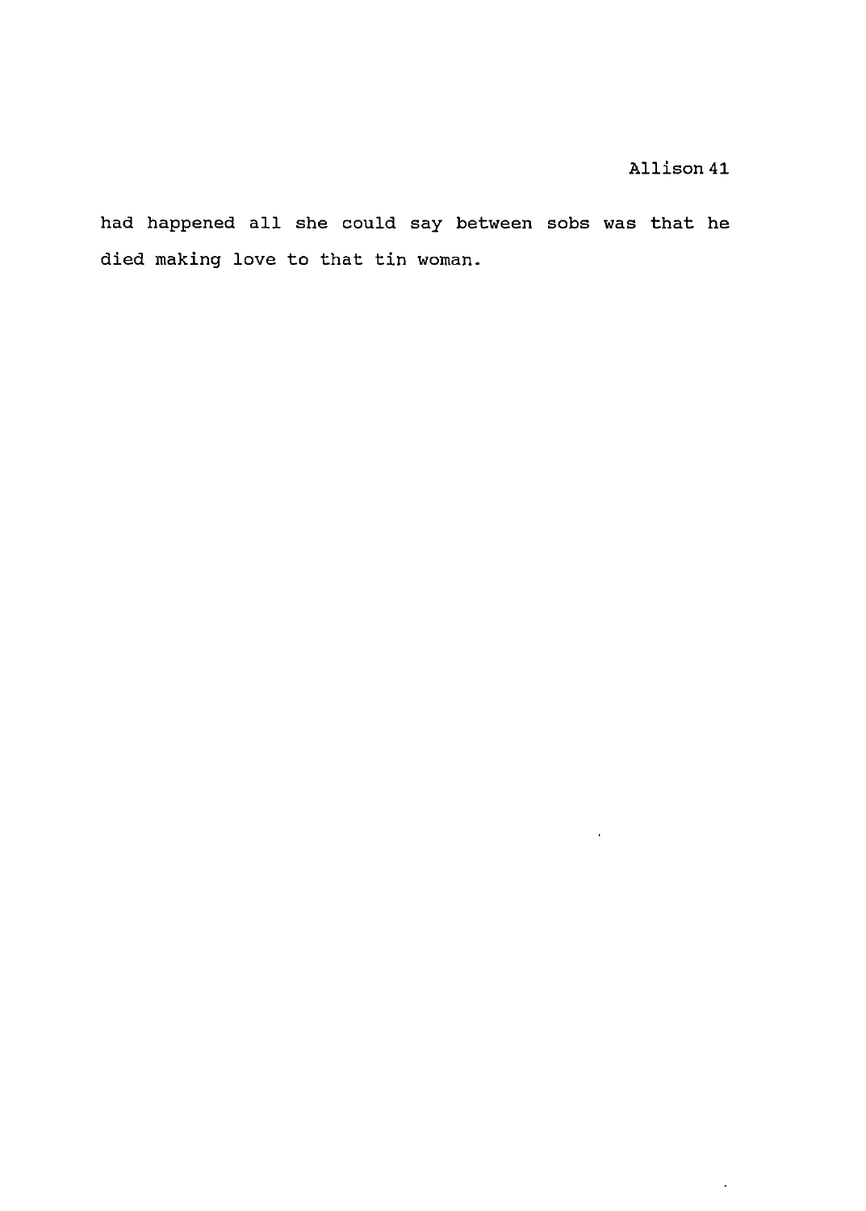had happened all she could say between sobs was that he died making love to that tin woman.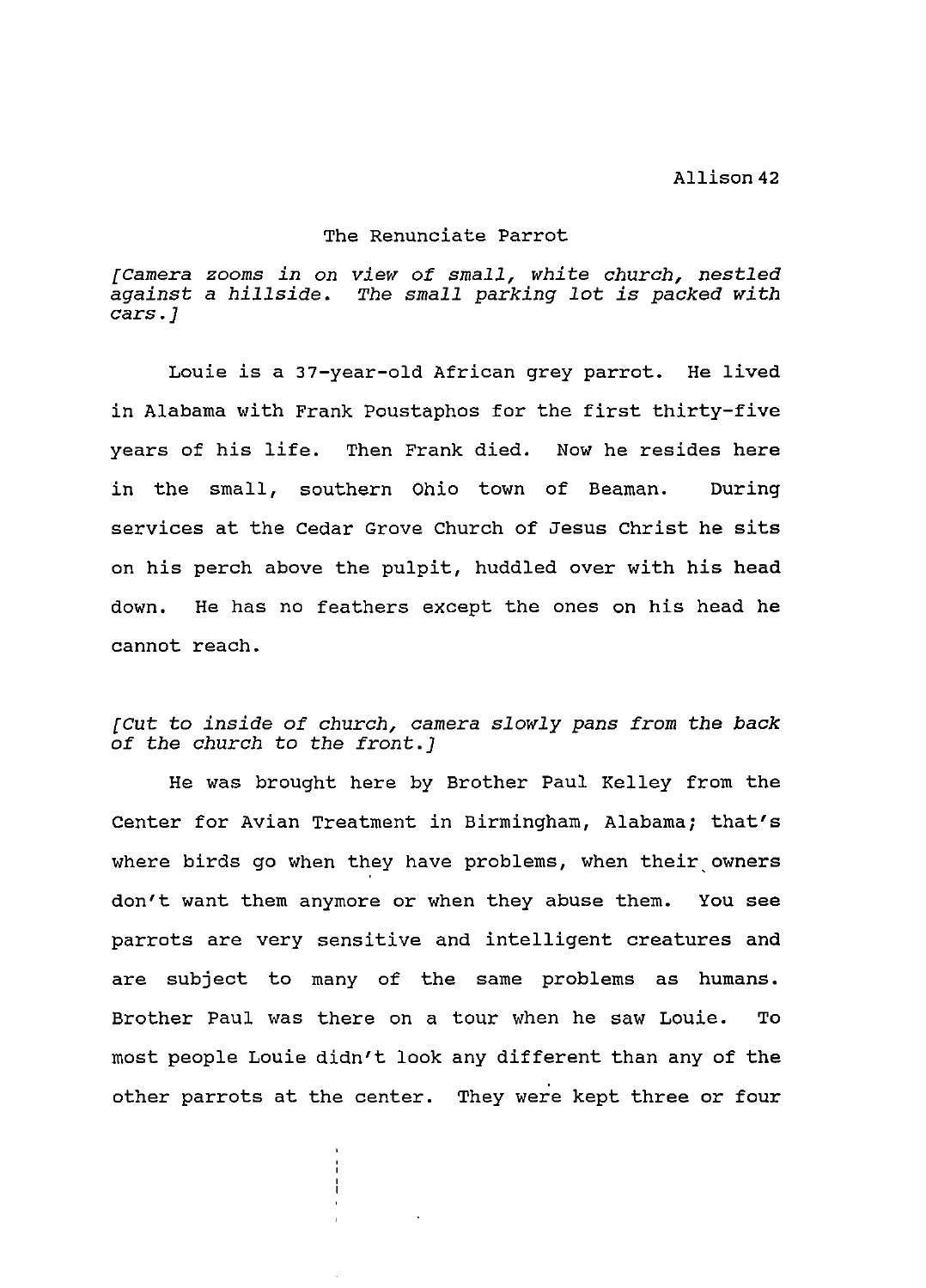## The Renunciate Parrot

*[Camera zooms in on view of small, white church, nestled against a hillside. The small parking lot is packed with cars.]*

Louie is a 37-year-old African grey parrot. He lived in Alabama with Frank Poustaphos for the first thirty-five years of his life. Then Frank died. Now he resides here in the small, southern Ohio town of Beaman. During services at the Cedar Grove Church of Jesus Christ he sits on his perch above the pulpit, huddled over with his head down. He has no feathers except the ones on his head he cannot reach.

*[Cut to inside of church, camera slowly pans from the back of the church to the front.]*

He was brought here by Brother Paul Kelley from the Center for Avian Treatment in Birmingham, Alabama; that's where birds go when they have problems, when their owners don't want them anymore or when they abuse them. You see parrots are very sensitive and intelligent creatures and are subject to many of the same problems as humans. Brother Paul was there on a tour when he saw Louie. To most people Louie didn't look any different than any of the other parrots at the center. They were kept three or four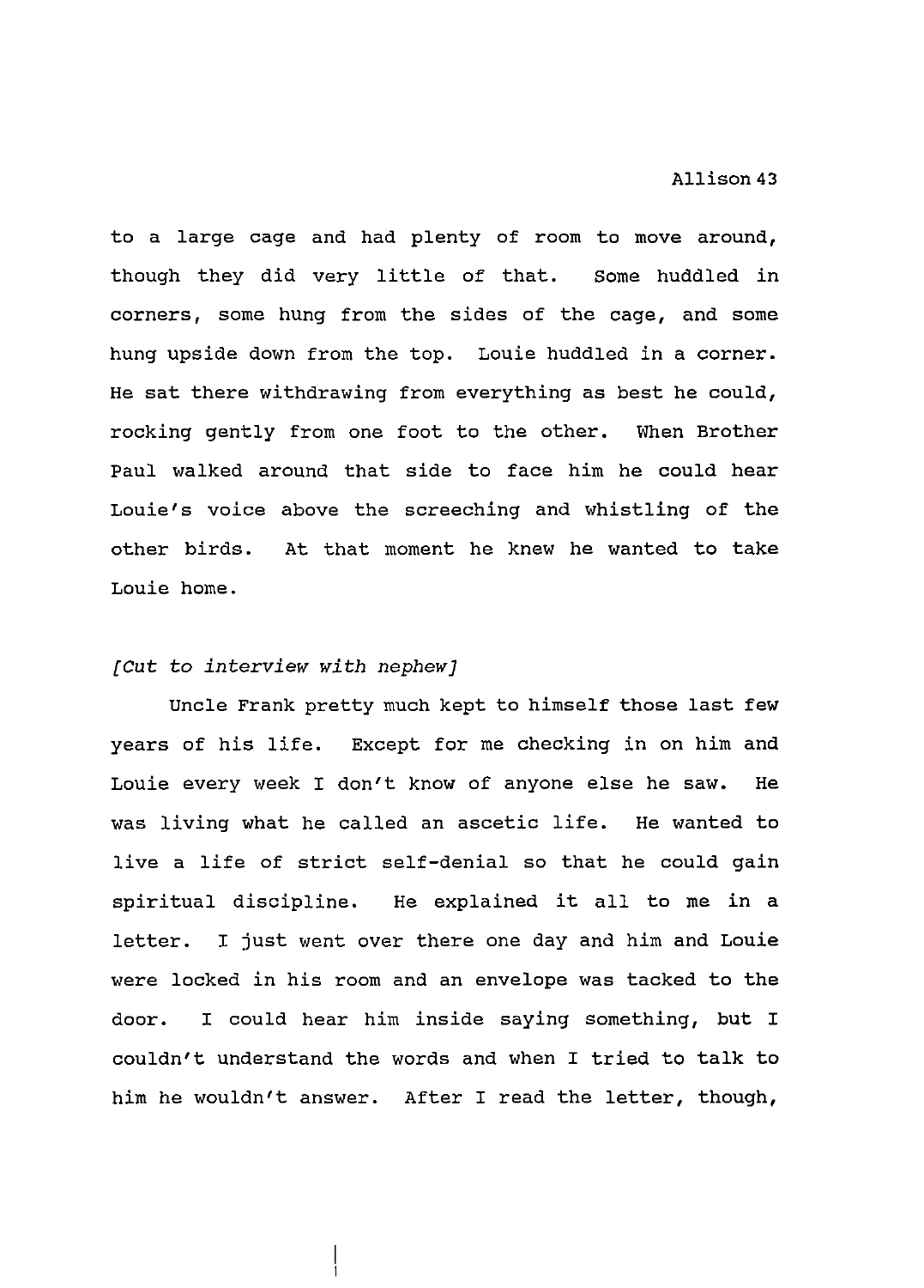to a large cage and had plenty of room to move around, though they did very little of that. Some huddled in corners, some hung from the sides of the cage, and some hung upside down from the top. Louie huddled in a corner. He sat there withdrawing from everything as best he could, rocking gently from one foot to the other. When Brother Paul walked around that side to face him he could hear Louie's voice above the screeching and whistling of the other birds. At that moment he knew he wanted to take Louie home.

*[Cut to interview with nephew]*

Uncle Frank pretty much kept to himself those last few years of his life. Except for me checking in on him and Louie every week I don't know of anyone else he saw. He was living what he called an ascetic life. He wanted to live a life of strict self-denial so that he could gain spiritual discipline. He explained it all to me in a letter. I just went over there one day and him and Louie were locked in his room and an envelope was tacked to the door. I could hear him inside saying something, but I couldn't understand the words and when I tried to talk to him he wouldn't answer. After I read the letter, though,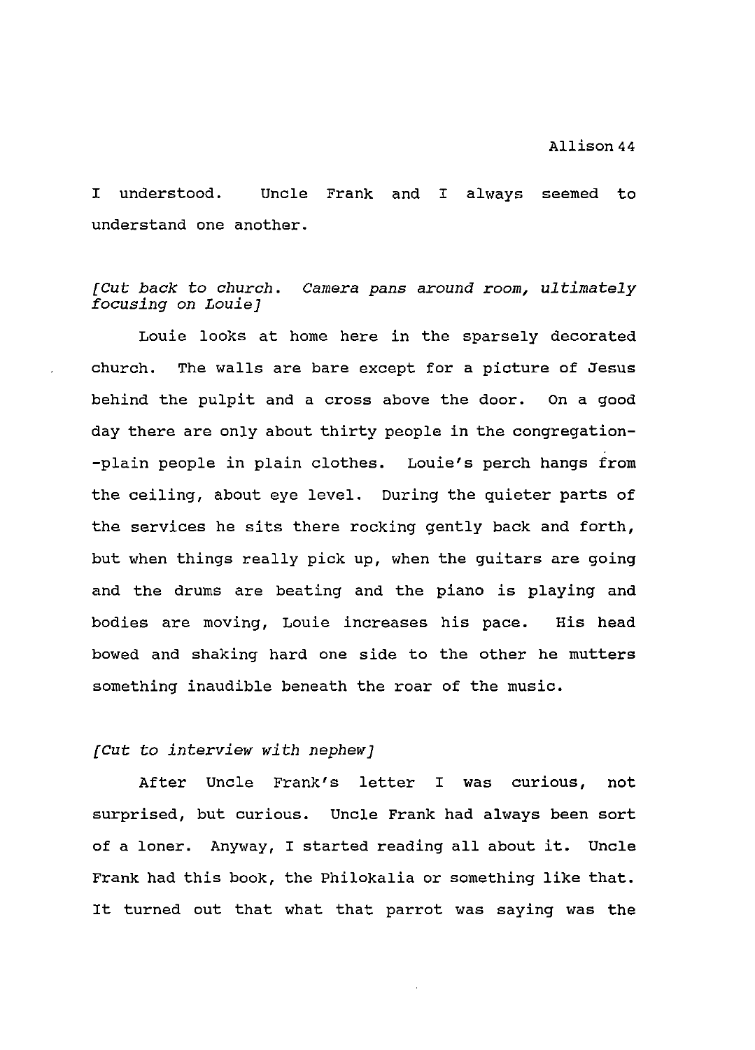I understood. Uncle Frank and I always seemed to understand one another.

*[Cut back to church. Camera pans around room, ultimately focusing on Louie]*

Louie looks at home here in the sparsely decorated church. The walls are bare except for a picture of Jesus behind the pulpit and a cross above the door. On a good day there are only about thirty people in the congregation--plain people in plain clothes. Louie's perch hangs from the ceiling, about eye level. During the quieter parts of the services he sits there rocking gently back and forth, but when things really pick up, when the guitars are going and the drums are beating and the piano is playing and bodies are moving, Louie increases his pace. His head bowed and shaking hard one side to the other he mutters something inaudible beneath the roar of the music.

*[Cut to interview with nephew]*

After Uncle Frank's letter I was curious, not surprised, but curious. Uncle Frank had always been sort of a loner. Anyway, I started reading all about it. Uncle Frank had this book, the Philokalia or something like that. It turned out that what that parrot was saying was the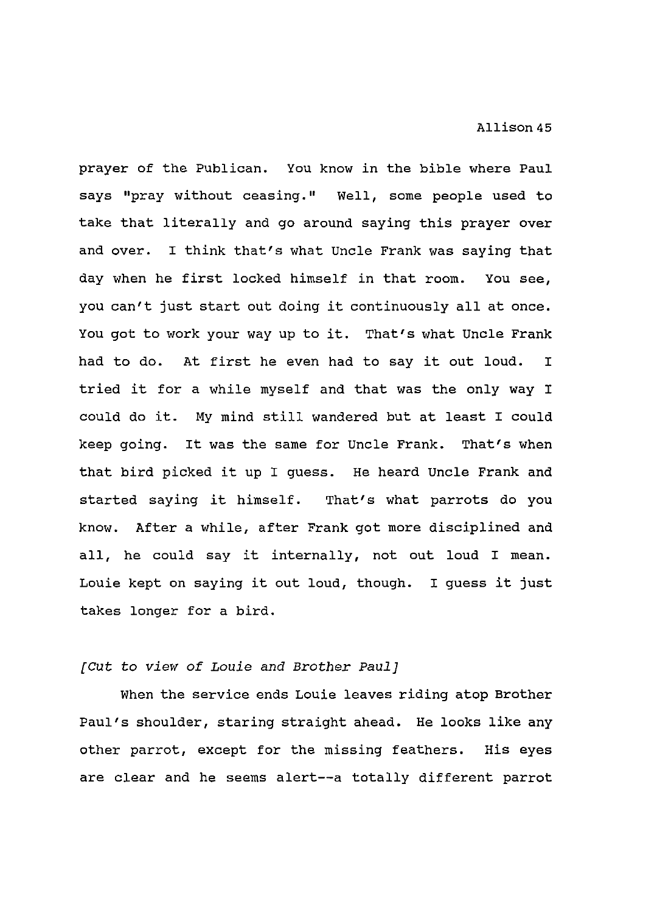prayer of the Publican. You know in the bible where Paul says "pray without ceasing." Well, some people used to take that literally and go around saying this prayer over and over. I think that's what Uncle Frank was saying that day when he first locked himself in that room. You see, you can't just start out doing it continuously all at once. You got to work your way up to it. That's what Uncle Frank had to do. At first he even had to say it out loud. I tried it for a while myself and that was the only way I could do it. My mind still wandered but at least I could keep going. It was the same for Uncle Frank. That's when that bird picked it up I guess. He heard Uncle Frank and started saying it himself. That's what parrots do you know. After a while, after Frank got more disciplined and all, he could say it internally, not out loud I mean. Louie kept on saying it out loud, though. I guess it just takes longer for a bird.

*[Cut to view of Louie and Brother Paul]*

When the service ends Louie leaves riding atop Brother Paul's shoulder, staring straight ahead. He looks like any other parrot, except for the missing feathers. His eyes are clear and he seems alert--a totally different parrot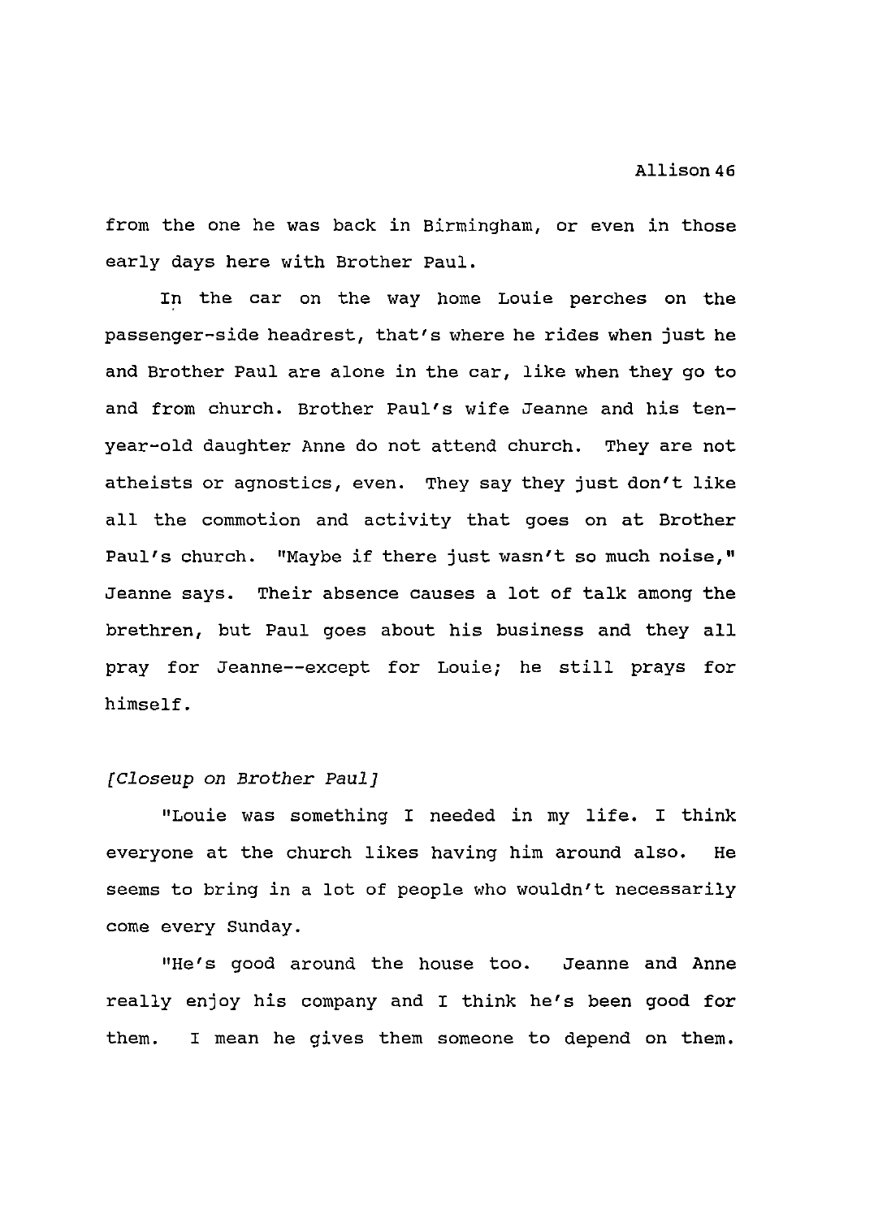from the one he was back in Birmingham, or even in those early days here with Brother Paul.

In the car on the way home Louie perches on the passenger-side headrest, that's where he rides when just he and Brother Paul are alone in the car, like when they go to and from church. Brother Paul's wife Jeanne and his ten-year-old daughter Anne do not attend church. They are not atheists or agnostics, even. They say they just don't like all the commotion and activity that goes on at Brother Paul's church. "Maybe if there just wasn't so much noise," Jeanne says. Their absence causes a lot of talk among the brethren, but Paul goes about his business and they all pray for Jeanne--except for Louie; he still prays for himself.

*[Closeup on Brother Paul]*

"Louie was something I needed in my life. I think everyone at the church likes having him around also. He seems to bring in a lot of people who wouldn't necessarily come every Sunday.

"He's good around the house too. Jeanne and Anne really enjoy his company and I think he's been good for them. I mean he gives them someone to depend on them.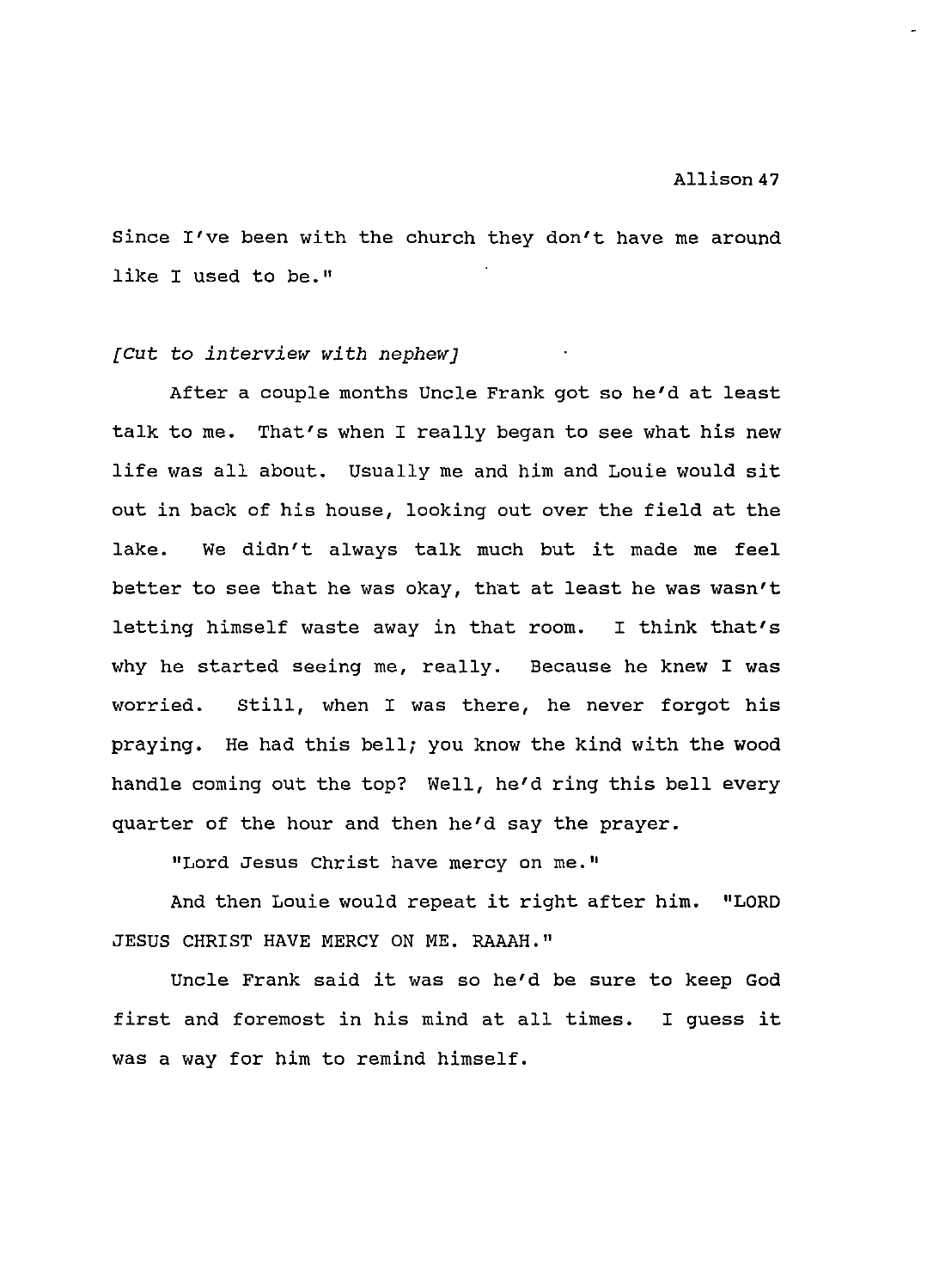Since I've been with the church they don't have me around like I used to be."

*[Cut to interview with nephew]*

After a couple months Uncle Frank got so he'd at least talk to me. That's when I really began to see what his new life was all about. Usually me and him and Louie would sit out in back of his house, looking out over the field at the lake. We didn't always talk much but it made me feel better to see that he was okay, that at least he was wasn't letting himself waste away in that room. I think that's why he started seeing me, really. Because he knew I was worried. Still, when I was there, he never forgot his praying. He had this bell; you know the kind with the wood handle coming out the top? Well, he'd ring this bell every quarter of the hour and then he'd say the prayer.

"Lord Jesus Christ have mercy on me."

And then Louie would repeat it right after him. "LORD JESUS CHRIST HAVE MERCY ON ME. RAAAH."

Uncle Frank said it was so he'd be sure to keep God first and foremost in his mind at all times. I guess it was a way for him to remind himself.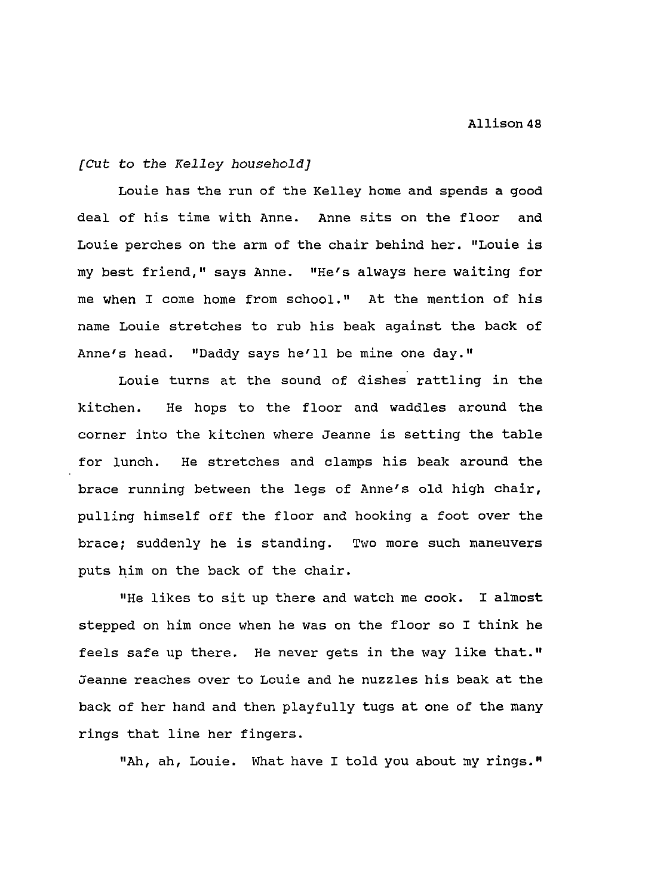*[Cut to the Kelley household]*

Louie has the run of the Kelley home and spends a good deal of his time with Anne. Anne sits on the floor and Louie perches on the arm of the chair behind her. "Louie is my best friend," says Anne. "He's always here waiting for me when I come home from school." At the mention of his name Louie stretches to rub his beak against the back of Anne's head. "Daddy says he'll be mine one day."

Louie turns at the sound of dishes rattling in the kitchen. He hops to the floor and waddles around the corner into the kitchen where Jeanne is setting the table for lunch. He stretches and clamps his beak around the brace running between the legs of Anne's old high chair, pulling himself off the floor and hooking a foot over the brace; suddenly he is standing. Two more such maneuvers puts him on the back of the chair.

"He likes to sit up there and watch me cook. I almost stepped on him once when he was on the floor so I think he feels safe up there. He never gets in the way like that." Jeanne reaches over to Louie and he nuzzles his beak at the back of her hand and then playfully tugs at one of the many rings that line her fingers.

"Ah, ah, Louie. What have I told you about my rings."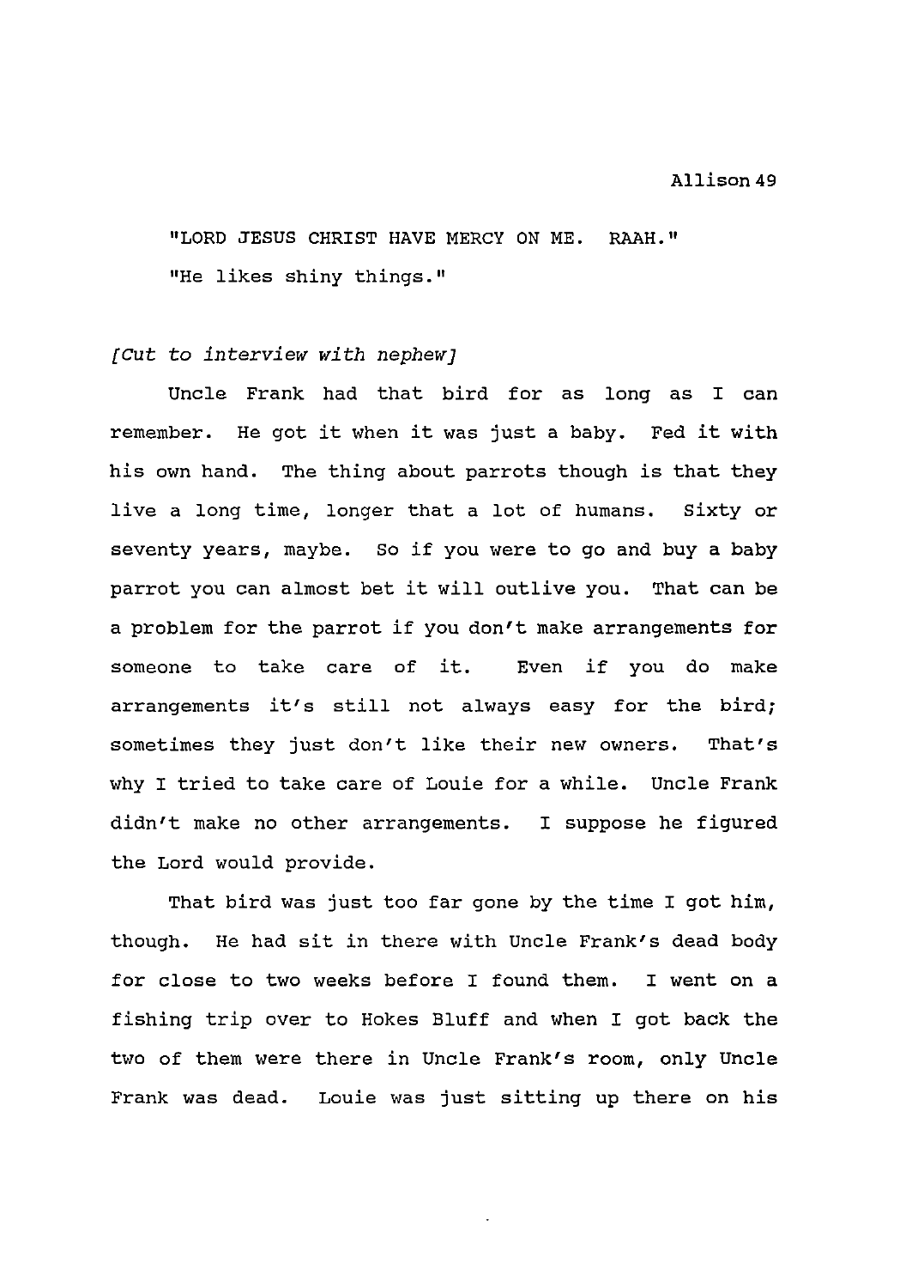"LORD JESUS CHRIST HAVE MERCY ON ME. RAAH."

"He likes shiny things."

*[Cut to interview with nephew]*

Uncle Frank had that bird for as long as I can remember. He got it when it was just a baby. Fed it with his own hand. The thing about parrots though is that they live a long time, longer that a lot of humans. Sixty or seventy years, maybe. So if you were to go and buy a baby parrot you can almost bet it will outlive you. That can be a problem for the parrot if you don't make arrangements for someone to take care of it. Even if you do make arrangements it's still not always easy for the bird; sometimes they just don't like their new owners. That's why I tried to take care of Louie for a while. Uncle Frank didn't make no other arrangements. I suppose he figured the Lord would provide.

That bird was just too far gone by the time I got him, though. He had sit in there with Uncle Frank's dead body for close to two weeks before I found them. I went on a fishing trip over to Hokes Bluff and when I got back the two of them were there in Uncle Frank's room, only Uncle Frank was dead. Louie was just sitting up there on his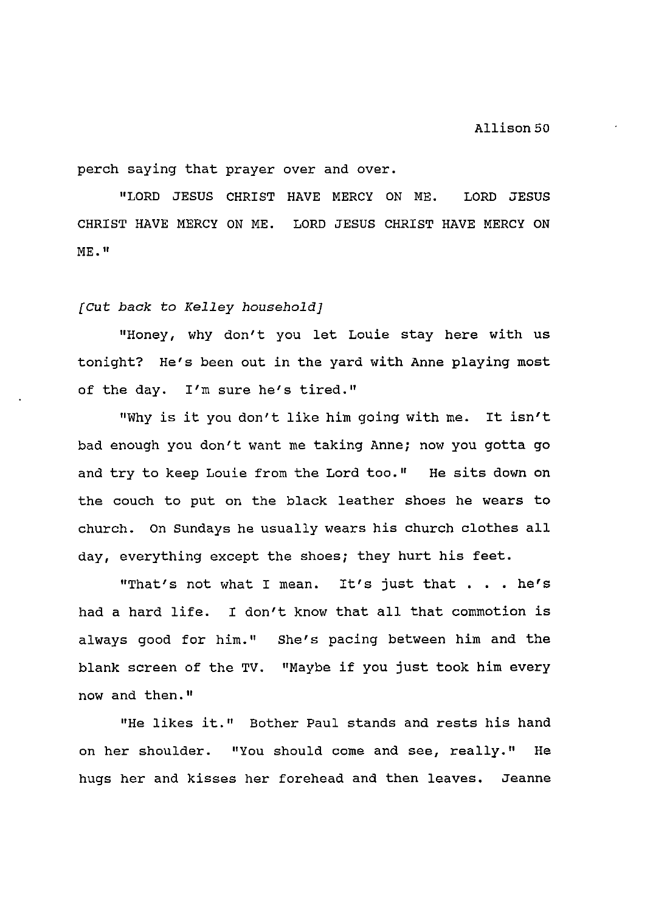perch saying that prayer over and over.

"LORD JESUS CHRIST HAVE MERCY ON ME. LORD JESUS CHRIST HAVE MERCY ON ME. LORD JESUS CHRIST HAVE MERCY ON ME."

*[Cut back to Kelley household]*

"Honey, why don't you let Louie stay here with us tonight? He's been out in the yard with Anne playing most of the day. I'm sure he's tired."

"Why is it you don't like him going with me. It isn't bad enough you don't want me taking Anne; now you gotta go and try to keep Louie from the Lord too." He sits down on the couch to put on the black leather shoes he wears to church. On Sundays he usually wears his church clothes all day, everything except the shoes; they hurt his feet.

"That's not what I mean. It's just that . . . he's had a hard life. I don't know that all that commotion is always good for him." She's pacing between him and the blank screen of the TV. "Maybe if you just took him every now and then."

"He likes it." Bother Paul stands and rests his hand on her shoulder. "You should come and see, really." He hugs her and kisses her forehead and then leaves. Jeanne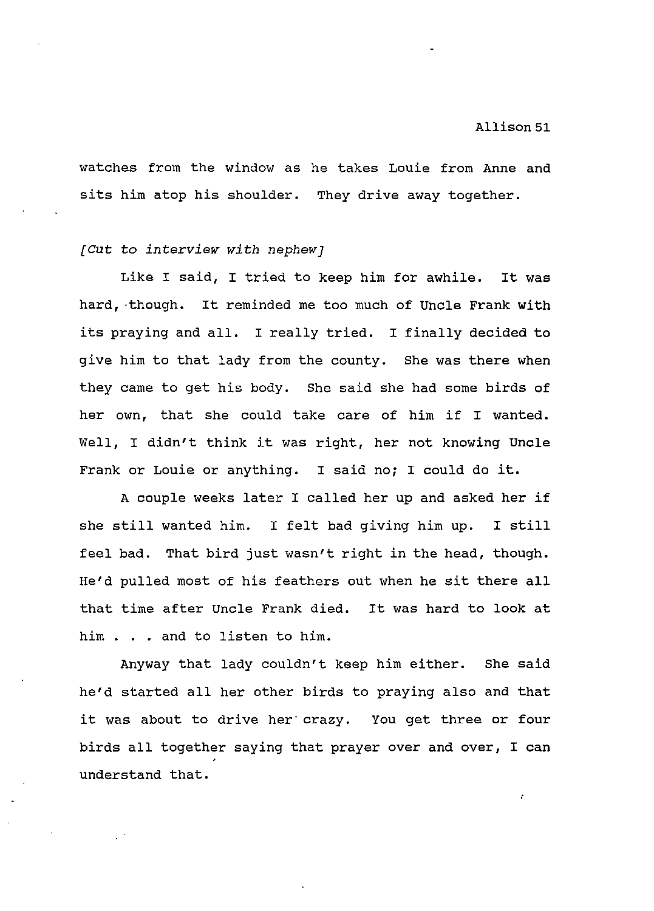watches from the window as he takes Louie from Anne and sits him atop his shoulder. They drive away together.

*[Cut to interview with nephew]*

Like I said, I tried to keep him for awhile. It was hard, though. It reminded me too much of Uncle Frank with its praying and all. I really tried. I finally decided to give him to that lady from the county. She was there when they came to get his body. She said she had some birds of her own, that she could take care of him if I wanted. Well, I didn't think it was right, her not knowing Uncle Frank or Louie or anything. I said no; I could do it.

A couple weeks later I called her up and asked her if she still wanted him. I felt bad giving him up. I still feel bad. That bird just wasn't right in the head, though. He'd pulled most of his feathers out when he sit there all that time after Uncle Frank died. It was hard to look at him . . . and to listen to him.

Anyway that lady couldn't keep him either. She said he'd started all her other birds to praying also and that it was about to drive her crazy. You get three or four birds all together saying that prayer over and over, I can understand that.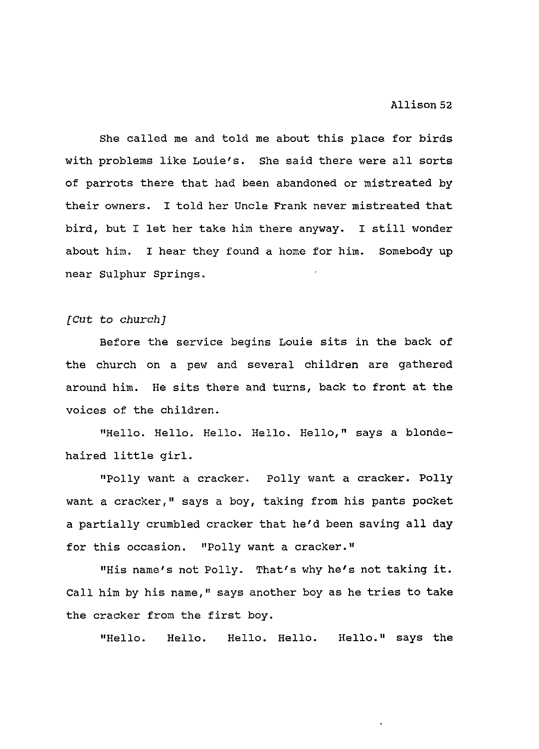She called me and told me about this place for birds with problems like Louie's. She said there were all sorts of parrots there that had been abandoned or mistreated by their owners. I told her Uncle Frank never mistreated that bird, but I let her take him there anyway. I still wonder about him. I hear they found a home for him. Somebody up near Sulphur Springs.

*[Cut to church]*

Before the service begins Louie sits in the back of the church on a pew and several children are gathered around him. He sits there and turns, back to front at the voices of the children.

"Hello. Hello. Hello. Hello. Hello," says a blonde-haired little girl.

"Polly want a cracker. Polly want a cracker. Polly want a cracker," says a boy, taking from his pants pocket a partially crumbled cracker that he'd been saving all day for this occasion. "Polly want a cracker."

"His name's not Polly. That's why he's not taking it. Call him by his name," says another boy as he tries to take the cracker from the first boy.

"Hello. Hello. Hello. Hello. Hello." says the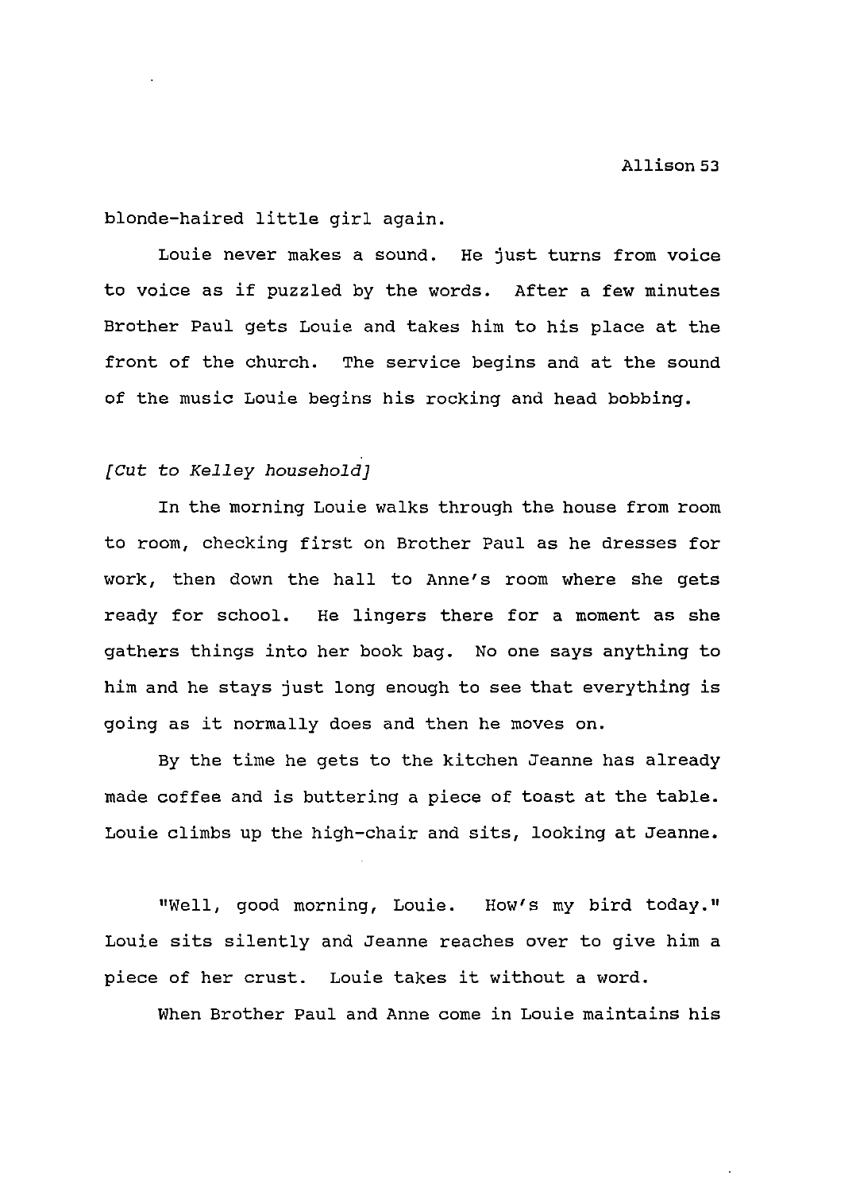blonde-haired little girl again.

Louie never makes a sound. He just turns from voice to voice as if puzzled by the words. After a few minutes Brother Paul gets Louie and takes him to his place at the front of the church. The service begins and at the sound of the music Louie begins his rocking and head bobbing.

*[Cut to Kelley household]*

In the morning Louie walks through the house from room to room, checking first on Brother Paul as he dresses for work, then down the hall to Anne's room where she gets ready for school. He lingers there for a moment as she gathers things into her book bag. No one says anything to him and he stays just long enough to see that everything is going as it normally does and then he moves on.

By the time he gets to the kitchen Jeanne has already made coffee and is buttering a piece of toast at the table. Louie climbs up the high-chair and sits, looking at Jeanne.

"Well, good morning, Louie. How's my bird today." Louie sits silently and Jeanne reaches over to give him a piece of her crust. Louie takes it without a word.

When Brother Paul and Anne come in Louie maintains his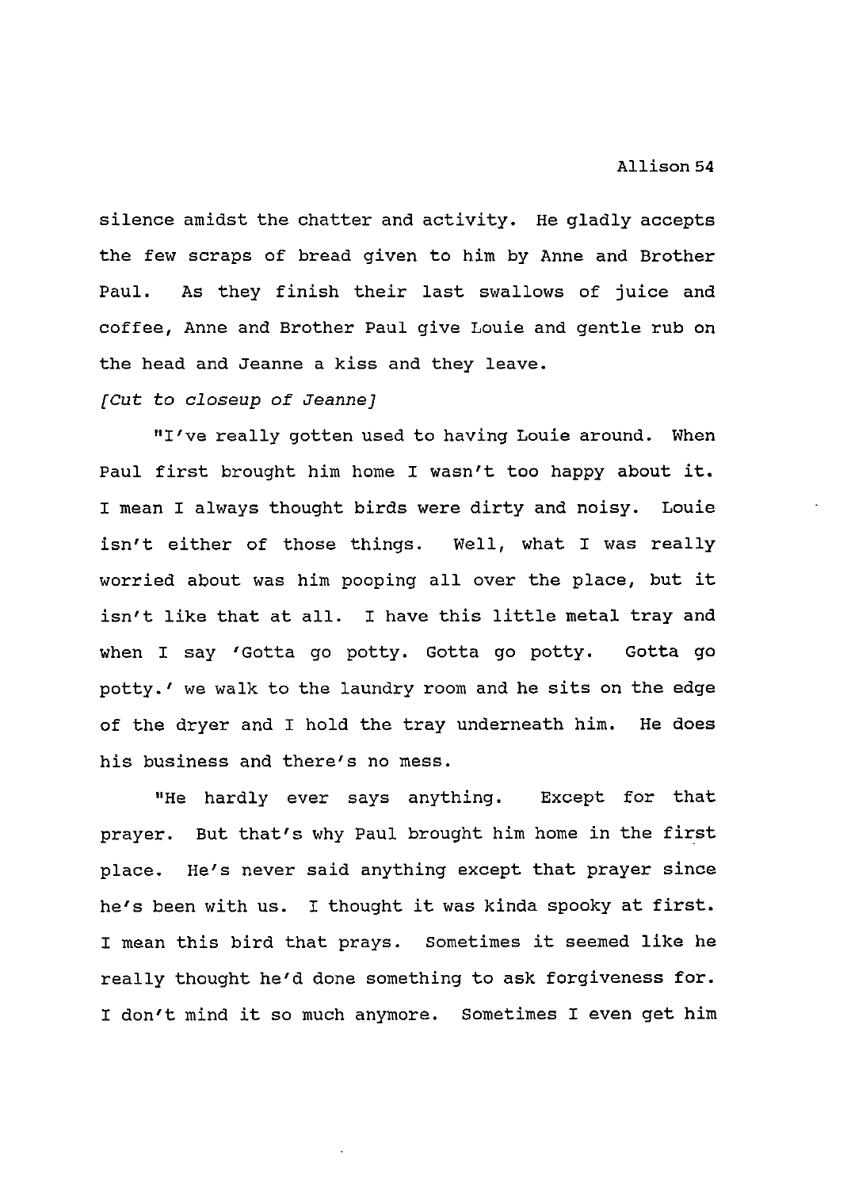silence amidst the chatter and activity. He gladly accepts the few scraps of bread given to him by Anne and Brother Paul. As they finish their last swallows of juice and coffee, Anne and Brother Paul give Louie and gentle rub on the head and Jeanne a kiss and they leave.

*[Cut to closeup of Jeanne]*

"I've really gotten used to having Louie around. When Paul first brought him home I wasn't too happy about it. I mean I always thought birds were dirty and noisy. Louie isn't either of those things. Well, what I was really worried about was him pooping all over the place, but it isn't like that at all. I have this little metal tray and when I say 'Gotta go potty. Gotta go potty. Gotta go potty.' we walk to the laundry room and he sits on the edge of the dryer and I hold the tray underneath him. He does his business and there's no mess.

"He hardly ever says anything. Except for that prayer. But that's why Paul brought him home in the first place. He's never said anything except that prayer since he's been with us. I thought it was kinda spooky at first. I mean this bird that prays. Sometimes it seemed like he really thought he'd done something to ask forgiveness for. I don't mind it so much anymore. Sometimes I even get him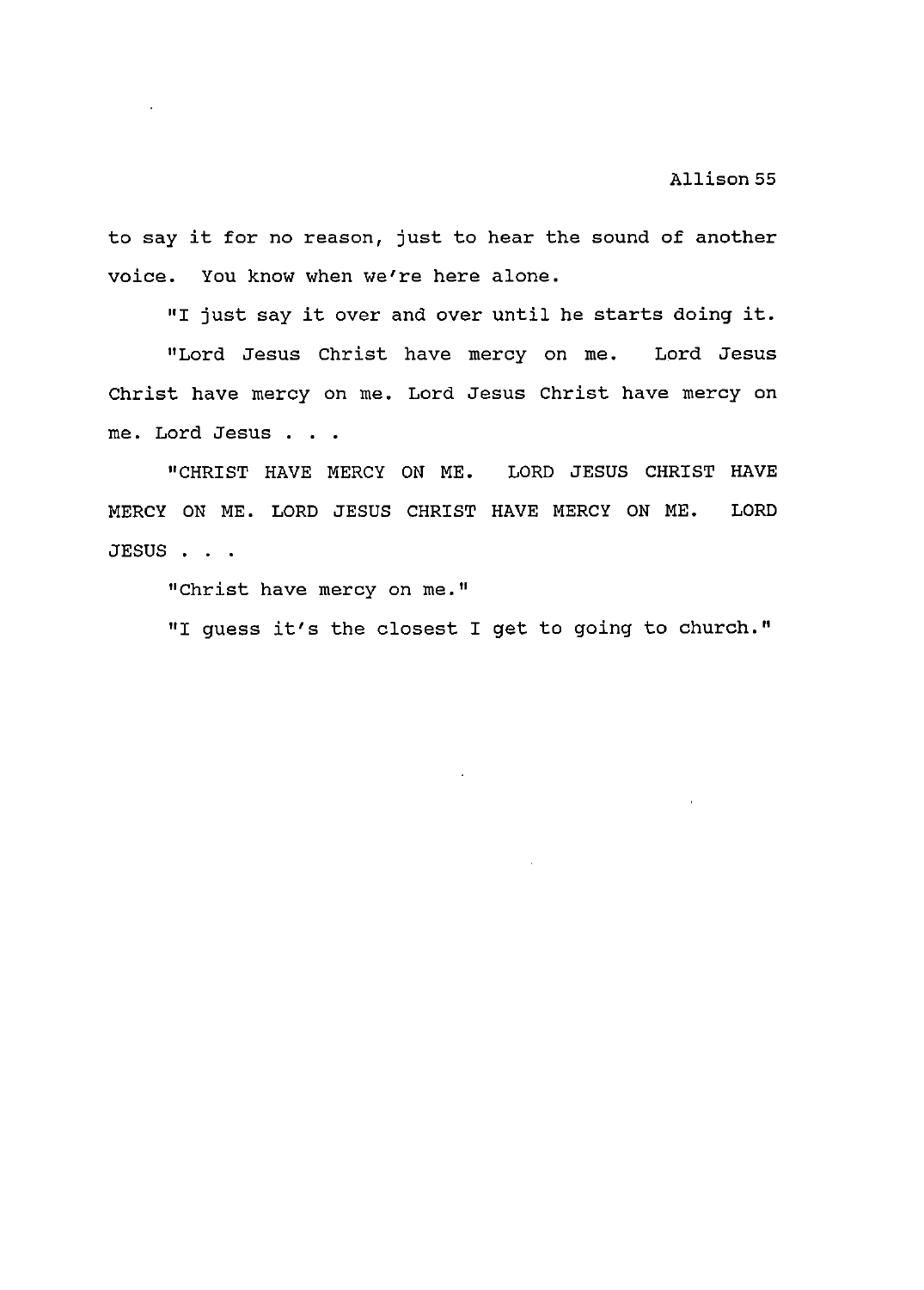to say it for no reason, just to hear the sound of another voice. You know when we're here alone.

"I just say it over and over until he starts doing it.

"Lord Jesus Christ have mercy on me. Lord Jesus Christ have mercy on me. Lord Jesus Christ have mercy on me. Lord Jesus . . .

"CHRIST HAVE MERCY ON ME. LORD JESUS CHRIST HAVE MERCY ON ME. LORD JESUS CHRIST HAVE MERCY ON ME. LORD JESUS . . .

"Christ have mercy on me."

"I guess it's the closest I get to going to church."